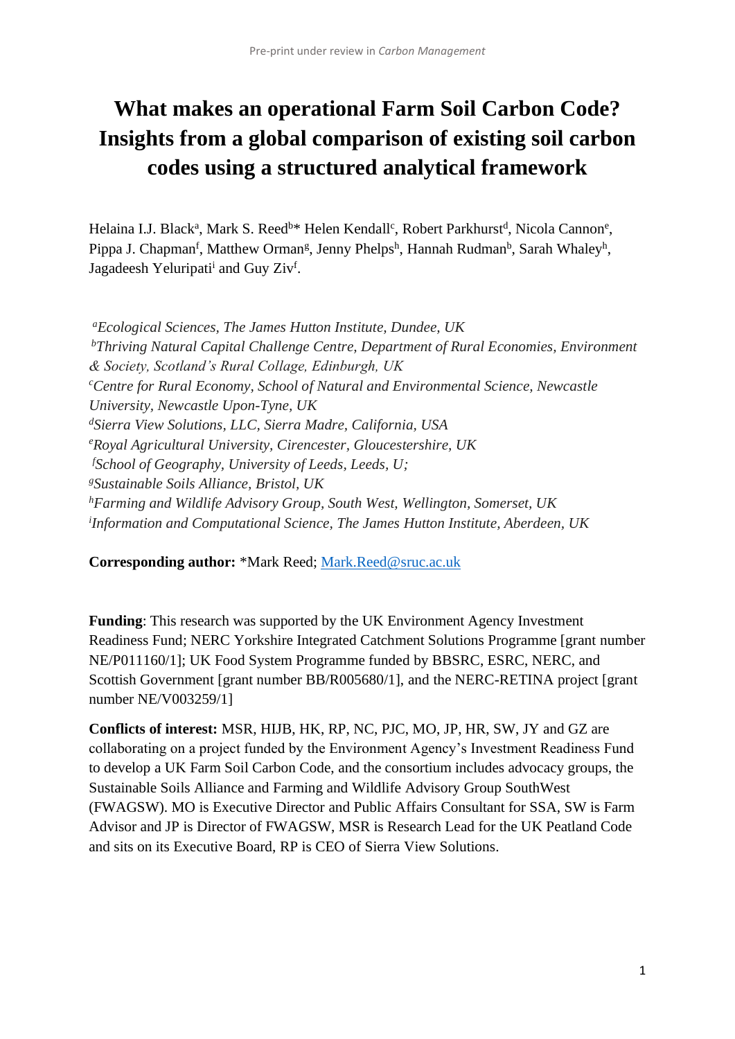# What makes an operational Farm Soil Carbon Code? Insights from a global comparison of existing soil carbon codes using a structured analytical framework

Helaina I.J. Black[a], Mark S. Reed[b]* Helen Kendall[c], Robert Parkhurst[d], Nicola Cannon[e], Pippa J. Chapman[f], Matthew Orman[g], Jenny Phelps[h], Hannah Rudman[b], Sarah Whaley[h], Jagadeesh Yeluripati[i] and Guy Ziv[f].

[a]*Ecological Sciences, The James Hutton Institute, Dundee, UK*
[b]*Thriving Natural Capital Challenge Centre, Department of Rural Economies, Environment & Society, Scotland's Rural Collage, Edinburgh, UK*
[c]*Centre for Rural Economy, School of Natural and Environmental Science, Newcastle University, Newcastle Upon-Tyne, UK*
[d]*Sierra View Solutions, LLC, Sierra Madre, California, USA*
[e]*Royal Agricultural University, Cirencester, Gloucestershire, UK*
[f]*School of Geography, University of Leeds, Leeds, U;*
[g]*Sustainable Soils Alliance, Bristol, UK*
[h]*Farming and Wildlife Advisory Group, South West, Wellington, Somerset, UK*
[i]*Information and Computational Science, The James Hutton Institute, Aberdeen, UK*

**Corresponding author:** *Mark Reed; Mark.Reed@sruc.ac.uk

**Funding**: This research was supported by the UK Environment Agency Investment Readiness Fund; NERC Yorkshire Integrated Catchment Solutions Programme [grant number NE/P011160/1]; UK Food System Programme funded by BBSRC, ESRC, NERC, and Scottish Government [grant number BB/R005680/1], and the NERC-RETINA project [grant number NE/V003259/1]

**Conflicts of interest:** MSR, HIJB, HK, RP, NC, PJC, MO, JP, HR, SW, JY and GZ are collaborating on a project funded by the Environment Agency's Investment Readiness Fund to develop a UK Farm Soil Carbon Code, and the consortium includes advocacy groups, the Sustainable Soils Alliance and Farming and Wildlife Advisory Group SouthWest (FWAGSW). MO is Executive Director and Public Affairs Consultant for SSA, SW is Farm Advisor and JP is Director of FWAGSW, MSR is Research Lead for the UK Peatland Code and sits on its Executive Board, RP is CEO of Sierra View Solutions.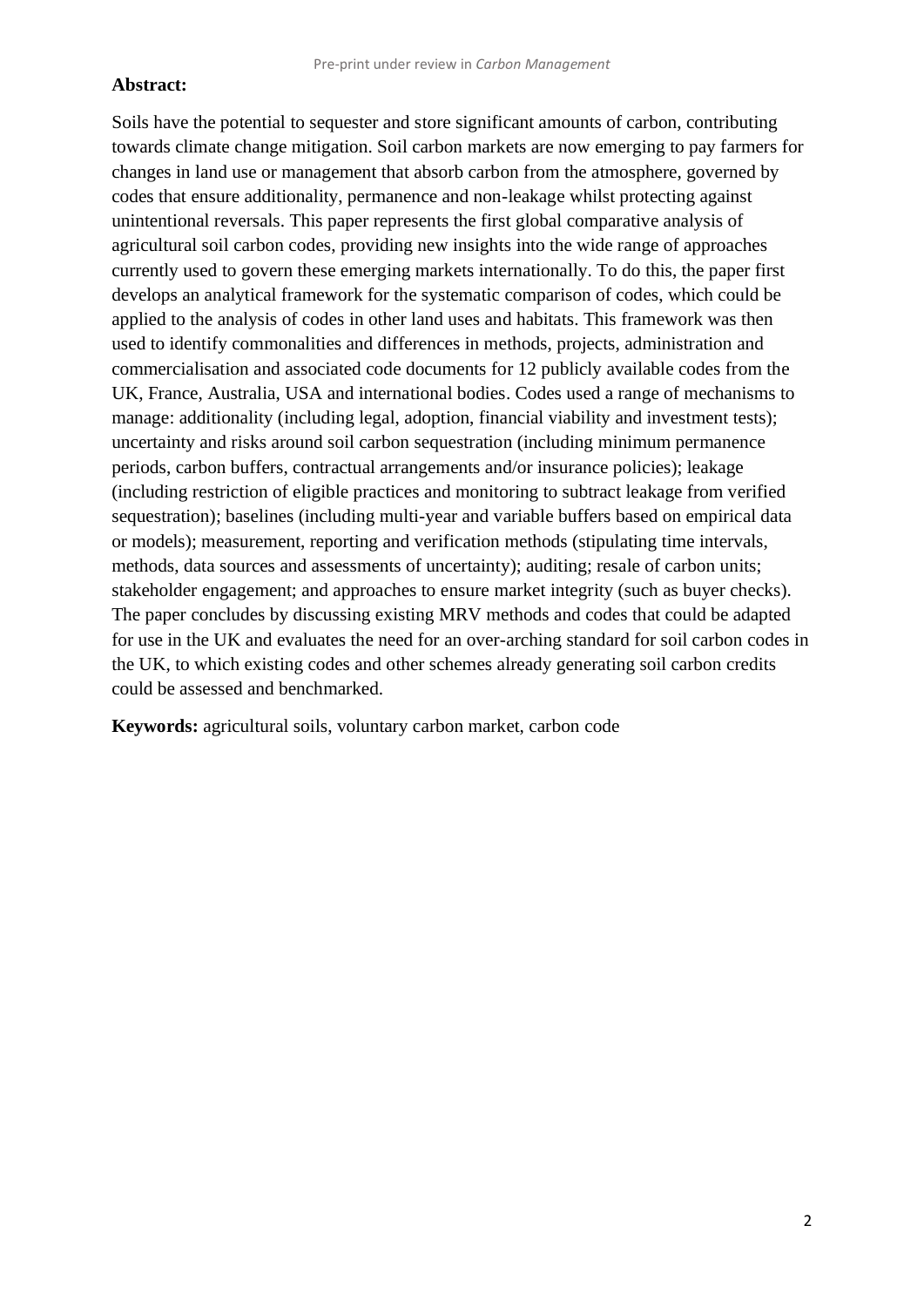**Abstract:**

Soils have the potential to sequester and store significant amounts of carbon, contributing towards climate change mitigation. Soil carbon markets are now emerging to pay farmers for changes in land use or management that absorb carbon from the atmosphere, governed by codes that ensure additionality, permanence and non-leakage whilst protecting against unintentional reversals. This paper represents the first global comparative analysis of agricultural soil carbon codes, providing new insights into the wide range of approaches currently used to govern these emerging markets internationally. To do this, the paper first develops an analytical framework for the systematic comparison of codes, which could be applied to the analysis of codes in other land uses and habitats. This framework was then used to identify commonalities and differences in methods, projects, administration and commercialisation and associated code documents for 12 publicly available codes from the UK, France, Australia, USA and international bodies. Codes used a range of mechanisms to manage: additionality (including legal, adoption, financial viability and investment tests); uncertainty and risks around soil carbon sequestration (including minimum permanence periods, carbon buffers, contractual arrangements and/or insurance policies); leakage (including restriction of eligible practices and monitoring to subtract leakage from verified sequestration); baselines (including multi-year and variable buffers based on empirical data or models); measurement, reporting and verification methods (stipulating time intervals, methods, data sources and assessments of uncertainty); auditing; resale of carbon units; stakeholder engagement; and approaches to ensure market integrity (such as buyer checks). The paper concludes by discussing existing MRV methods and codes that could be adapted for use in the UK and evaluates the need for an over-arching standard for soil carbon codes in the UK, to which existing codes and other schemes already generating soil carbon credits could be assessed and benchmarked.

**Keywords:** agricultural soils, voluntary carbon market, carbon code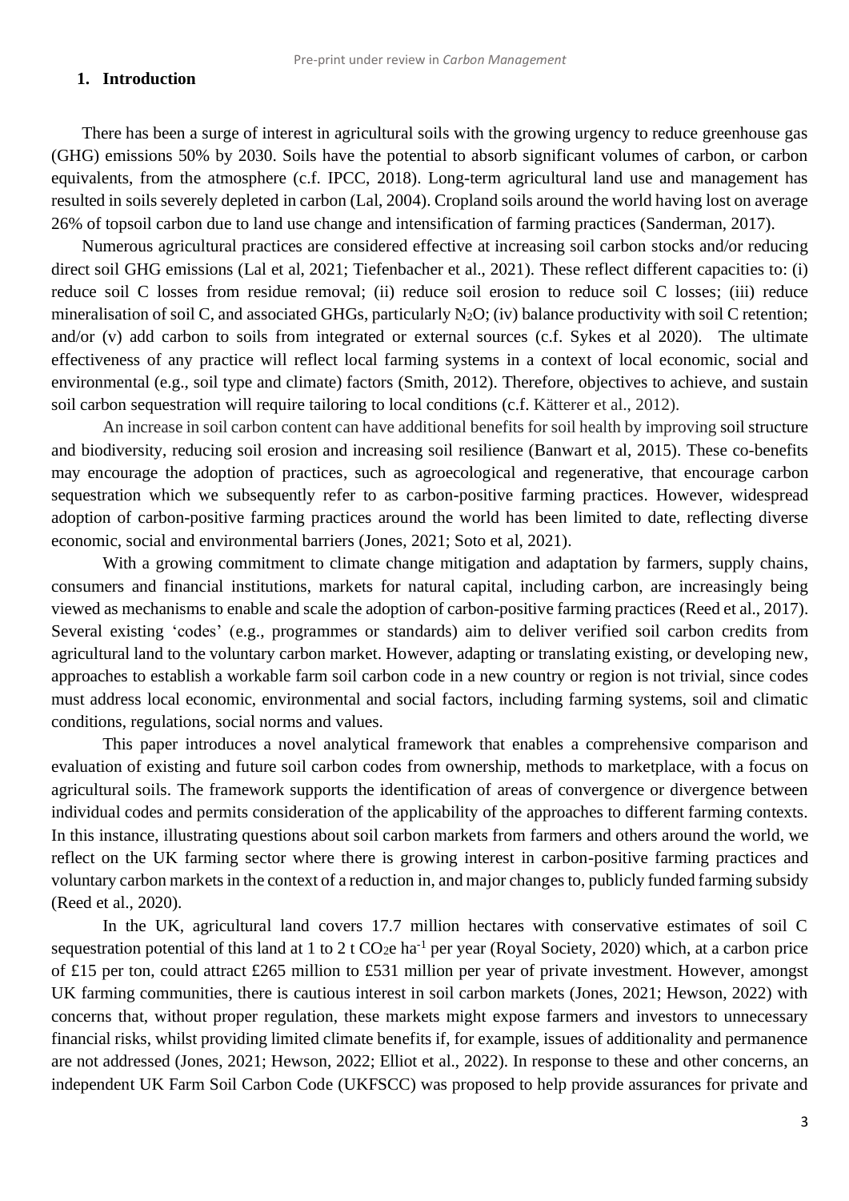## 1. Introduction

There has been a surge of interest in agricultural soils with the growing urgency to reduce greenhouse gas (GHG) emissions 50% by 2030. Soils have the potential to absorb significant volumes of carbon, or carbon equivalents, from the atmosphere (c.f. IPCC, 2018). Long-term agricultural land use and management has resulted in soils severely depleted in carbon (Lal, 2004). Cropland soils around the world having lost on average 26% of topsoil carbon due to land use change and intensification of farming practices (Sanderman, 2017).

Numerous agricultural practices are considered effective at increasing soil carbon stocks and/or reducing direct soil GHG emissions (Lal et al, 2021; Tiefenbacher et al., 2021). These reflect different capacities to: (i) reduce soil C losses from residue removal; (ii) reduce soil erosion to reduce soil C losses; (iii) reduce mineralisation of soil C, and associated GHGs, particularly $N_2O$; (iv) balance productivity with soil C retention; and/or (v) add carbon to soils from integrated or external sources (c.f. Sykes et al 2020). The ultimate effectiveness of any practice will reflect local farming systems in a context of local economic, social and environmental (e.g., soil type and climate) factors (Smith, 2012). Therefore, objectives to achieve, and sustain soil carbon sequestration will require tailoring to local conditions (c.f. Kätterer et al., 2012).

An increase in soil carbon content can have additional benefits for soil health by improving soil structure and biodiversity, reducing soil erosion and increasing soil resilience (Banwart et al, 2015). These co-benefits may encourage the adoption of practices, such as agroecological and regenerative, that encourage carbon sequestration which we subsequently refer to as carbon-positive farming practices. However, widespread adoption of carbon-positive farming practices around the world has been limited to date, reflecting diverse economic, social and environmental barriers (Jones, 2021; Soto et al, 2021).

With a growing commitment to climate change mitigation and adaptation by farmers, supply chains, consumers and financial institutions, markets for natural capital, including carbon, are increasingly being viewed as mechanisms to enable and scale the adoption of carbon-positive farming practices (Reed et al., 2017). Several existing 'codes' (e.g., programmes or standards) aim to deliver verified soil carbon credits from agricultural land to the voluntary carbon market. However, adapting or translating existing, or developing new, approaches to establish a workable farm soil carbon code in a new country or region is not trivial, since codes must address local economic, environmental and social factors, including farming systems, soil and climatic conditions, regulations, social norms and values.

This paper introduces a novel analytical framework that enables a comprehensive comparison and evaluation of existing and future soil carbon codes from ownership, methods to marketplace, with a focus on agricultural soils. The framework supports the identification of areas of convergence or divergence between individual codes and permits consideration of the applicability of the approaches to different farming contexts. In this instance, illustrating questions about soil carbon markets from farmers and others around the world, we reflect on the UK farming sector where there is growing interest in carbon-positive farming practices and voluntary carbon markets in the context of a reduction in, and major changes to, publicly funded farming subsidy (Reed et al., 2020).

In the UK, agricultural land covers 17.7 million hectares with conservative estimates of soil C sequestration potential of this land at 1 to 2 t $CO_2$e $ha^{-1}$ per year (Royal Society, 2020) which, at a carbon price of £15 per ton, could attract £265 million to £531 million per year of private investment. However, amongst UK farming communities, there is cautious interest in soil carbon markets (Jones, 2021; Hewson, 2022) with concerns that, without proper regulation, these markets might expose farmers and investors to unnecessary financial risks, whilst providing limited climate benefits if, for example, issues of additionality and permanence are not addressed (Jones, 2021; Hewson, 2022; Elliot et al., 2022). In response to these and other concerns, an independent UK Farm Soil Carbon Code (UKFSCC) was proposed to help provide assurances for private and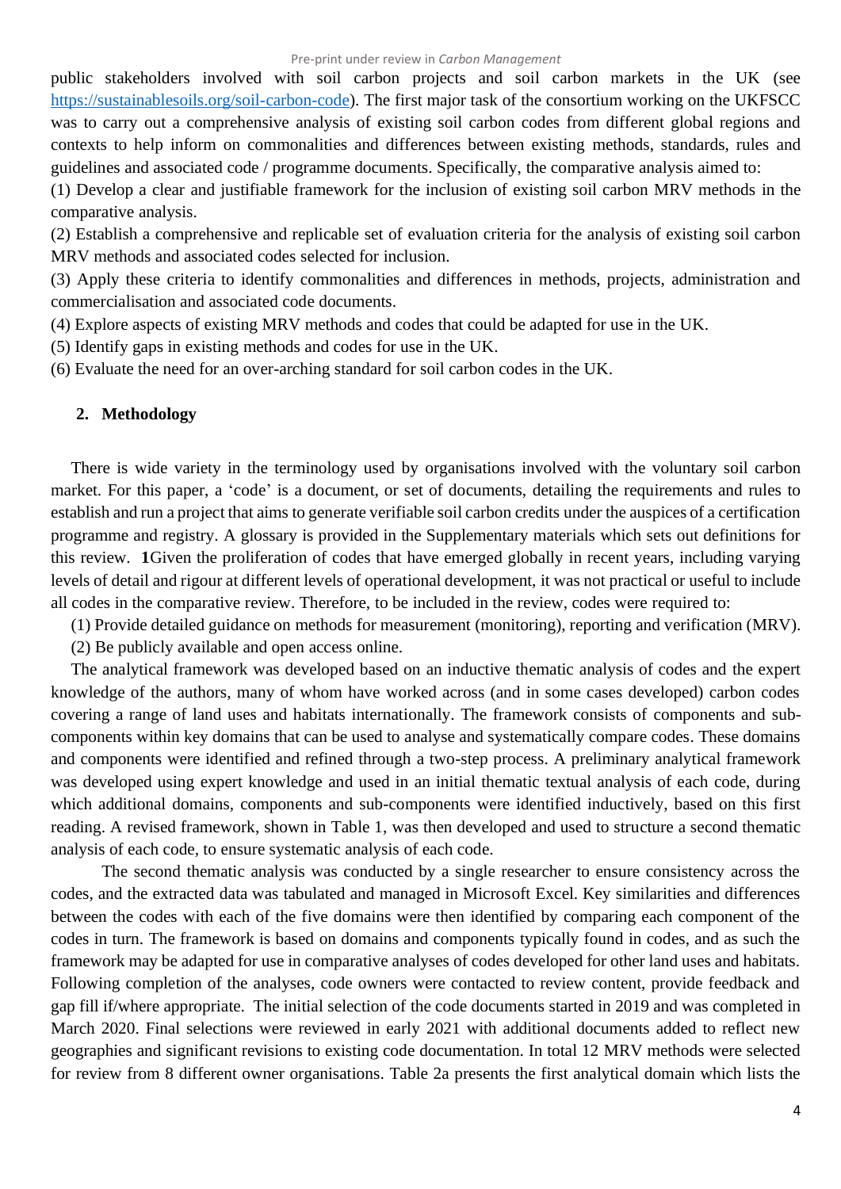public stakeholders involved with soil carbon projects and soil carbon markets in the UK (see https://sustainablesoils.org/soil-carbon-code). The first major task of the consortium working on the UKFSCC was to carry out a comprehensive analysis of existing soil carbon codes from different global regions and contexts to help inform on commonalities and differences between existing methods, standards, rules and guidelines and associated code / programme documents. Specifically, the comparative analysis aimed to:

(1) Develop a clear and justifiable framework for the inclusion of existing soil carbon MRV methods in the comparative analysis.

(2) Establish a comprehensive and replicable set of evaluation criteria for the analysis of existing soil carbon MRV methods and associated codes selected for inclusion.

(3) Apply these criteria to identify commonalities and differences in methods, projects, administration and commercialisation and associated code documents.

(4) Explore aspects of existing MRV methods and codes that could be adapted for use in the UK.

(5) Identify gaps in existing methods and codes for use in the UK.

(6) Evaluate the need for an over-arching standard for soil carbon codes in the UK.

## 2. Methodology

There is wide variety in the terminology used by organisations involved with the voluntary soil carbon market. For this paper, a 'code' is a document, or set of documents, detailing the requirements and rules to establish and run a project that aims to generate verifiable soil carbon credits under the auspices of a certification programme and registry. A glossary is provided in the Supplementary materials which sets out definitions for this review. **1**Given the proliferation of codes that have emerged globally in recent years, including varying levels of detail and rigour at different levels of operational development, it was not practical or useful to include all codes in the comparative review. Therefore, to be included in the review, codes were required to:

(1) Provide detailed guidance on methods for measurement (monitoring), reporting and verification (MRV).

(2) Be publicly available and open access online.

The analytical framework was developed based on an inductive thematic analysis of codes and the expert knowledge of the authors, many of whom have worked across (and in some cases developed) carbon codes covering a range of land uses and habitats internationally. The framework consists of components and sub-components within key domains that can be used to analyse and systematically compare codes. These domains and components were identified and refined through a two-step process. A preliminary analytical framework was developed using expert knowledge and used in an initial thematic textual analysis of each code, during which additional domains, components and sub-components were identified inductively, based on this first reading. A revised framework, shown in Table 1, was then developed and used to structure a second thematic analysis of each code, to ensure systematic analysis of each code.

The second thematic analysis was conducted by a single researcher to ensure consistency across the codes, and the extracted data was tabulated and managed in Microsoft Excel. Key similarities and differences between the codes with each of the five domains were then identified by comparing each component of the codes in turn. The framework is based on domains and components typically found in codes, and as such the framework may be adapted for use in comparative analyses of codes developed for other land uses and habitats. Following completion of the analyses, code owners were contacted to review content, provide feedback and gap fill if/where appropriate. The initial selection of the code documents started in 2019 and was completed in March 2020. Final selections were reviewed in early 2021 with additional documents added to reflect new geographies and significant revisions to existing code documentation. In total 12 MRV methods were selected for review from 8 different owner organisations. Table 2a presents the first analytical domain which lists the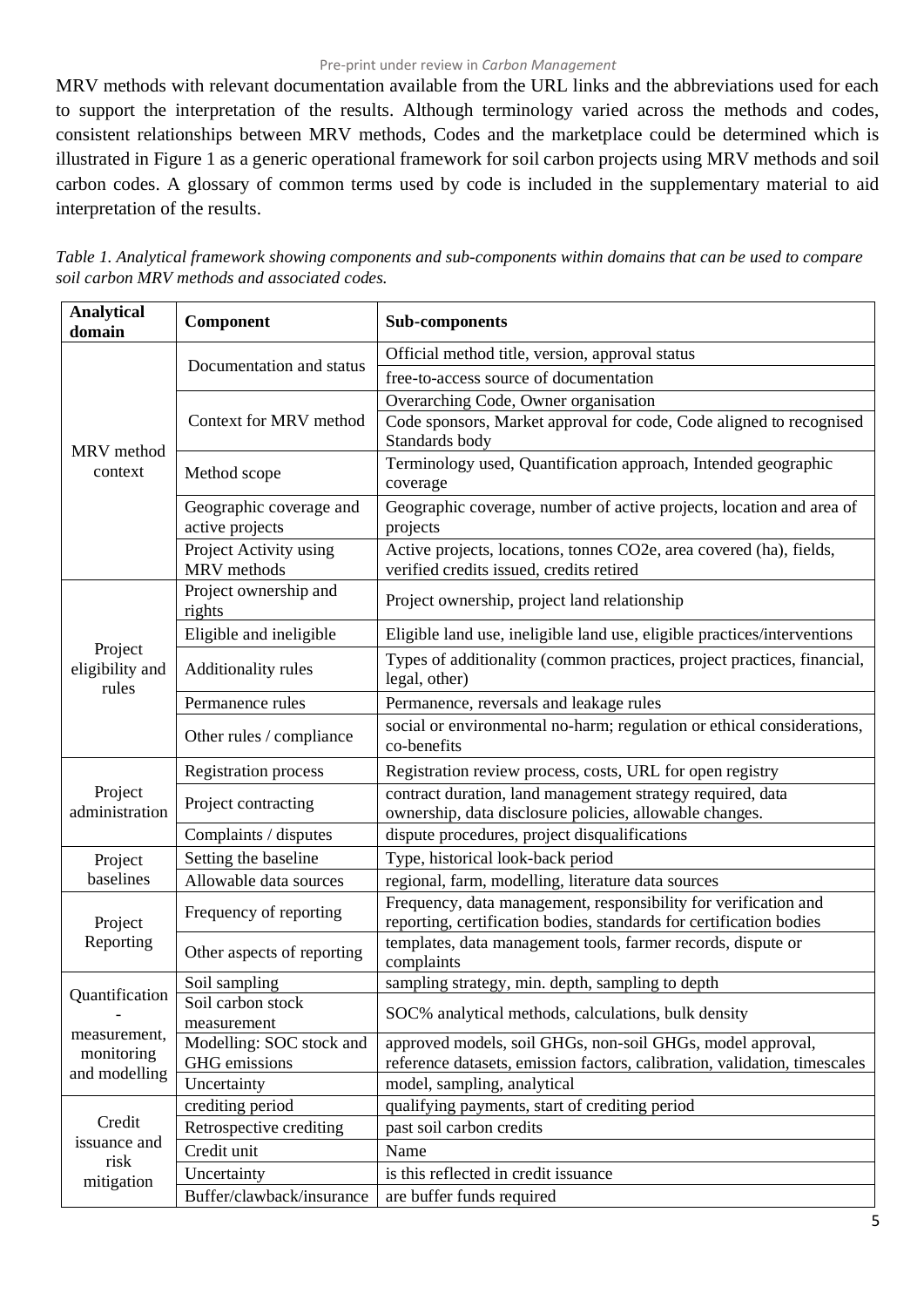MRV methods with relevant documentation available from the URL links and the abbreviations used for each to support the interpretation of the results. Although terminology varied across the methods and codes, consistent relationships between MRV methods, Codes and the marketplace could be determined which is illustrated in Figure 1 as a generic operational framework for soil carbon projects using MRV methods and soil carbon codes. A glossary of common terms used by code is included in the supplementary material to aid interpretation of the results.

*Table 1. Analytical framework showing components and sub-components within domains that can be used to compare soil carbon MRV methods and associated codes.*

| Analytical domain | Component | Sub-components |
|---|---|---|
| MRV method context | Documentation and status | Official method title, version, approval status |
| | | free-to-access source of documentation |
| | Context for MRV method | Overarching Code, Owner organisation |
| | | Code sponsors, Market approval for code, Code aligned to recognised Standards body |
| | Method scope | Terminology used, Quantification approach, Intended geographic coverage |
| | Geographic coverage and active projects | Geographic coverage, number of active projects, location and area of projects |
| | Project Activity using MRV methods | Active projects, locations, tonnes CO2e, area covered (ha), fields, verified credits issued, credits retired |
| Project eligibility and rules | Project ownership and rights | Project ownership, project land relationship |
| | Eligible and ineligible | Eligible land use, ineligible land use, eligible practices/interventions |
| | Additionality rules | Types of additionality (common practices, project practices, financial, legal, other) |
| | Permanence rules | Permanence, reversals and leakage rules |
| | Other rules / compliance | social or environmental no-harm; regulation or ethical considerations, co-benefits |
| Project administration | Registration process | Registration review process, costs, URL for open registry |
| | Project contracting | contract duration, land management strategy required, data ownership, data disclosure policies, allowable changes. |
| | Complaints / disputes | dispute procedures, project disqualifications |
| Project baselines | Setting the baseline | Type, historical look-back period |
| | Allowable data sources | regional, farm, modelling, literature data sources |
| Project Reporting | Frequency of reporting | Frequency, data management, responsibility for verification and reporting, certification bodies, standards for certification bodies |
| | Other aspects of reporting | templates, data management tools, farmer records, dispute or complaints |
| Quantification - measurement, monitoring and modelling | Soil sampling | sampling strategy, min. depth, sampling to depth |
| | Soil carbon stock measurement | SOC% analytical methods, calculations, bulk density |
| | Modelling: SOC stock and GHG emissions | approved models, soil GHGs, non-soil GHGs, model approval, reference datasets, emission factors, calibration, validation, timescales |
| | Uncertainty | model, sampling, analytical |
| Credit issuance and risk mitigation | crediting period | qualifying payments, start of crediting period |
| | Retrospective crediting | past soil carbon credits |
| | Credit unit | Name |
| | Uncertainty | is this reflected in credit issuance |
| | Buffer/clawback/insurance | are buffer funds required |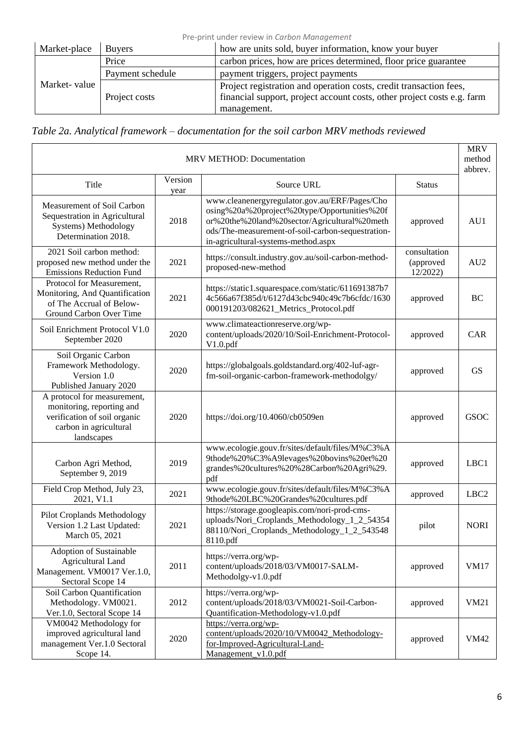| Market-place | Buyers | how are units sold, buyer information, know your buyer |
|---|---|---|
| Market- value | Price | carbon prices, how are prices determined, floor price guarantee |
| | Payment schedule | payment triggers, project payments |
| | Project costs | Project registration and operation costs, credit transaction fees, financial support, project account costs, other project costs e.g. farm management. |

*Table 2a. Analytical framework – documentation for the soil carbon MRV methods reviewed*

| MRV METHOD: Documentation | | | | MRV method abbrev. |
|---|---|---|---|---|
| Title | Version year | Source URL | Status | |
| Measurement of Soil Carbon Sequestration in Agricultural Systems) Methodology Determination 2018. | 2018 | www.cleanenergyregulator.gov.au/ERF/Pages/Choosing%20a%20project%20type/Opportunities%20for%20the%20land%20sector/Agricultural%20methods/The-measurement-of-soil-carbon-sequestration-in-agricultural-systems-method.aspx | approved | AU1 |
| 2021 Soil carbon method: proposed new method under the Emissions Reduction Fund | 2021 | https://consult.industry.gov.au/soil-carbon-method-proposed-new-method | consultation (approved 12/2022) | AU2 |
| Protocol for Measurement, Monitoring, And Quantification of The Accrual of Below-Ground Carbon Over Time | 2021 | https://static1.squarespace.com/static/611691387b74c566a67f385d/t/6127d43cbc940c49c7b6cfdc/1630000191203/082621_Metrics_Protocol.pdf | approved | BC |
| Soil Enrichment Protocol V1.0 September 2020 | 2020 | www.climateactionreserve.org/wp-content/uploads/2020/10/Soil-Enrichment-Protocol-V1.0.pdf | approved | CAR |
| Soil Organic Carbon Framework Methodology. Version 1.0 Published January 2020 | 2020 | https://globalgoals.goldstandard.org/402-luf-agr-fm-soil-organic-carbon-framework-methodolgy/ | approved | GS |
| A protocol for measurement, monitoring, reporting and verification of soil organic carbon in agricultural landscapes | 2020 | https://doi.org/10.4060/cb0509en | approved | GSOC |
| Carbon Agri Method, September 9, 2019 | 2019 | www.ecologie.gouv.fr/sites/default/files/M%C3%A9thode%20%C3%A9levages%20bovins%20et%20grandes%20cultures%20%28Carbon%20Agri%29.pdf | approved | LBC1 |
| Field Crop Method, July 23, 2021, V1.1 | 2021 | www.ecologie.gouv.fr/sites/default/files/M%C3%A9thode%20LBC%20Grandes%20cultures.pdf | approved | LBC2 |
| Pilot Croplands Methodology Version 1.2 Last Updated: March 05, 2021 | 2021 | https://storage.googleapis.com/nori-prod-cms-uploads/Nori_Croplands_Methodology_1_2_5435488110/Nori_Croplands_Methodology_1_2_5435488110.pdf | pilot | NORI |
| Adoption of Sustainable Agricultural Land Management. VM0017 Ver.1.0, Sectoral Scope 14 | 2011 | https://verra.org/wp-content/uploads/2018/03/VM0017-SALM-Methodolgy-v1.0.pdf | approved | VM17 |
| Soil Carbon Quantification Methodology. VM0021. Ver.1.0, Sectoral Scope 14 | 2012 | https://verra.org/wp-content/uploads/2018/03/VM0021-Soil-Carbon-Quantification-Methodology-v1.0.pdf | approved | VM21 |
| VM0042 Methodology for improved agricultural land management Ver.1.0 Sectoral Scope 14. | 2020 | https://verra.org/wp-content/uploads/2020/10/VM0042_Methodology-for-Improved-Agricultural-Land-Management_v1.0.pdf | approved | VM42 |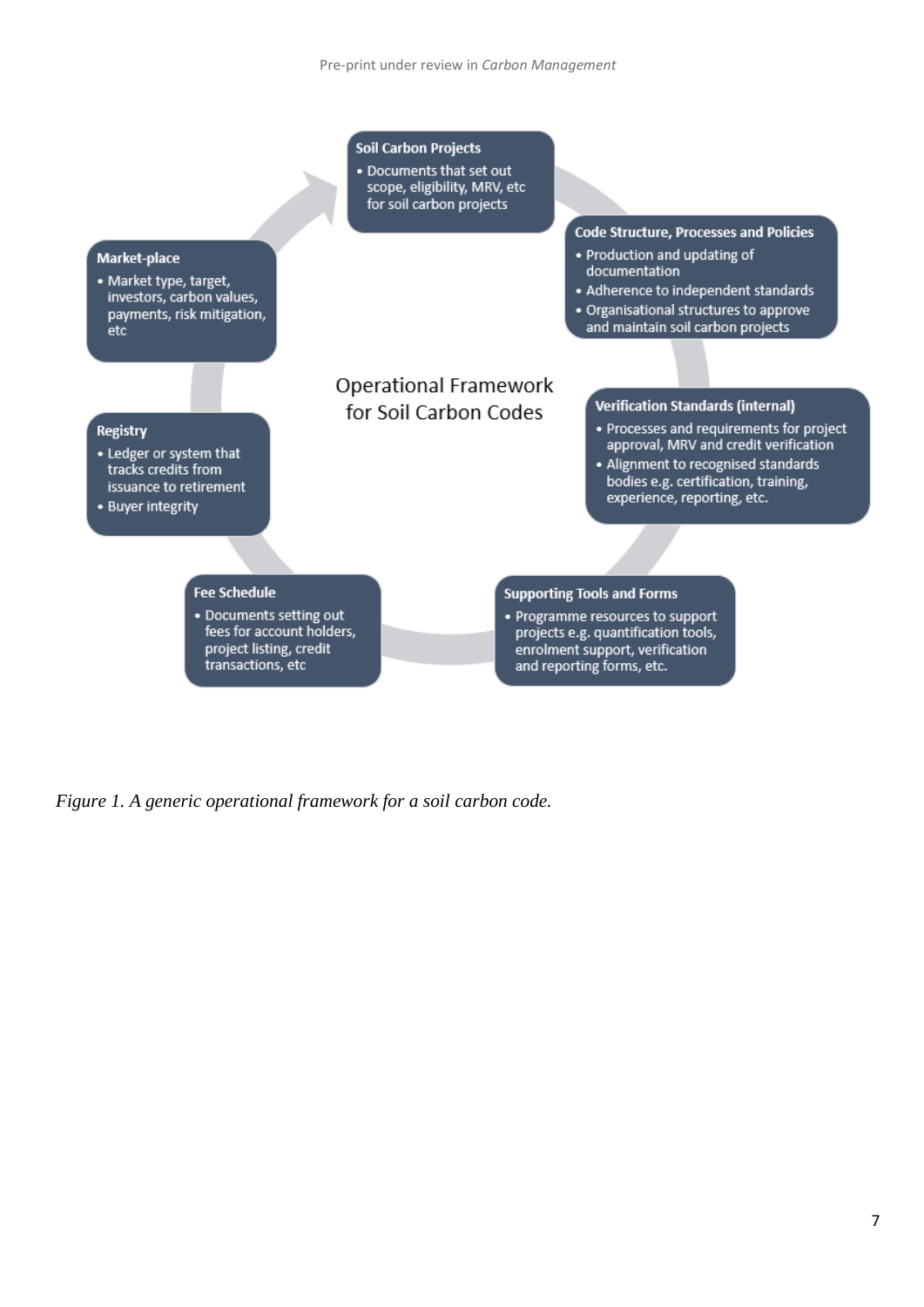**Operational Framework for Soil Carbon Codes**

**Soil Carbon Projects**
- Documents that set out scope, eligibility, MRV, etc for soil carbon projects

**Code Structure, Processes and Policies**
- Production and updating of documentation
- Adherence to independent standards
- Organisational structures to approve and maintain soil carbon projects

**Verification Standards (internal)**
- Processes and requirements for project approval, MRV and credit verification
- Alignment to recognised standards bodies e.g. certification, training, experience, reporting, etc.

**Supporting Tools and Forms**
- Programme resources to support projects e.g. quantification tools, enrolment support, verification and reporting forms, etc.

**Fee Schedule**
- Documents setting out fees for account holders, project listing, credit transactions, etc

**Registry**
- Ledger or system that tracks credits from issuance to retirement
- Buyer integrity

**Market-place**
- Market type, target, investors, carbon values, payments, risk mitigation, etc

*Figure 1. A generic operational framework for a soil carbon code.*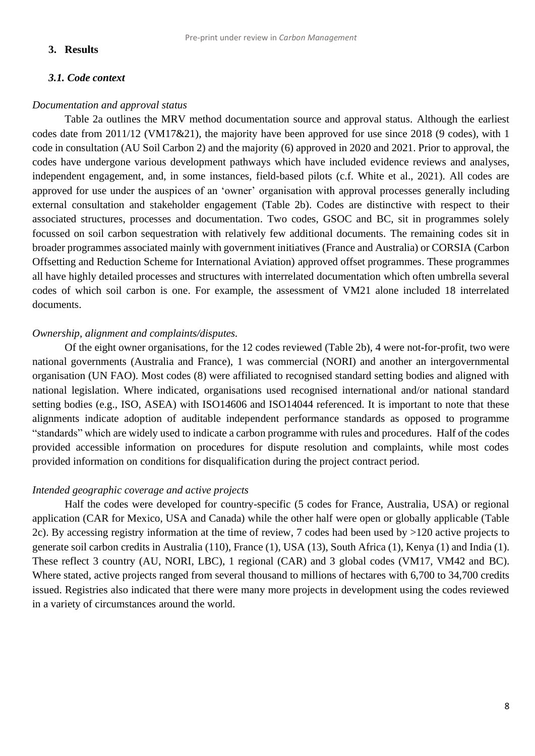## 3. Results

### *3.1. Code context*

*Documentation and approval status*

Table 2a outlines the MRV method documentation source and approval status. Although the earliest codes date from 2011/12 (VM17&21), the majority have been approved for use since 2018 (9 codes), with 1 code in consultation (AU Soil Carbon 2) and the majority (6) approved in 2020 and 2021. Prior to approval, the codes have undergone various development pathways which have included evidence reviews and analyses, independent engagement, and, in some instances, field-based pilots (c.f. White et al., 2021). All codes are approved for use under the auspices of an 'owner' organisation with approval processes generally including external consultation and stakeholder engagement (Table 2b). Codes are distinctive with respect to their associated structures, processes and documentation. Two codes, GSOC and BC, sit in programmes solely focussed on soil carbon sequestration with relatively few additional documents. The remaining codes sit in broader programmes associated mainly with government initiatives (France and Australia) or CORSIA (Carbon Offsetting and Reduction Scheme for International Aviation) approved offset programmes. These programmes all have highly detailed processes and structures with interrelated documentation which often umbrella several codes of which soil carbon is one. For example, the assessment of VM21 alone included 18 interrelated documents.

*Ownership, alignment and complaints/disputes.*

Of the eight owner organisations, for the 12 codes reviewed (Table 2b), 4 were not-for-profit, two were national governments (Australia and France), 1 was commercial (NORI) and another an intergovernmental organisation (UN FAO). Most codes (8) were affiliated to recognised standard setting bodies and aligned with national legislation. Where indicated, organisations used recognised international and/or national standard setting bodies (e.g., ISO, ASEA) with ISO14606 and ISO14044 referenced. It is important to note that these alignments indicate adoption of auditable independent performance standards as opposed to programme "standards" which are widely used to indicate a carbon programme with rules and procedures. Half of the codes provided accessible information on procedures for dispute resolution and complaints, while most codes provided information on conditions for disqualification during the project contract period.

*Intended geographic coverage and active projects*

Half the codes were developed for country-specific (5 codes for France, Australia, USA) or regional application (CAR for Mexico, USA and Canada) while the other half were open or globally applicable (Table 2c). By accessing registry information at the time of review, 7 codes had been used by >120 active projects to generate soil carbon credits in Australia (110), France (1), USA (13), South Africa (1), Kenya (1) and India (1). These reflect 3 country (AU, NORI, LBC), 1 regional (CAR) and 3 global codes (VM17, VM42 and BC). Where stated, active projects ranged from several thousand to millions of hectares with 6,700 to 34,700 credits issued. Registries also indicated that there were many more projects in development using the codes reviewed in a variety of circumstances around the world.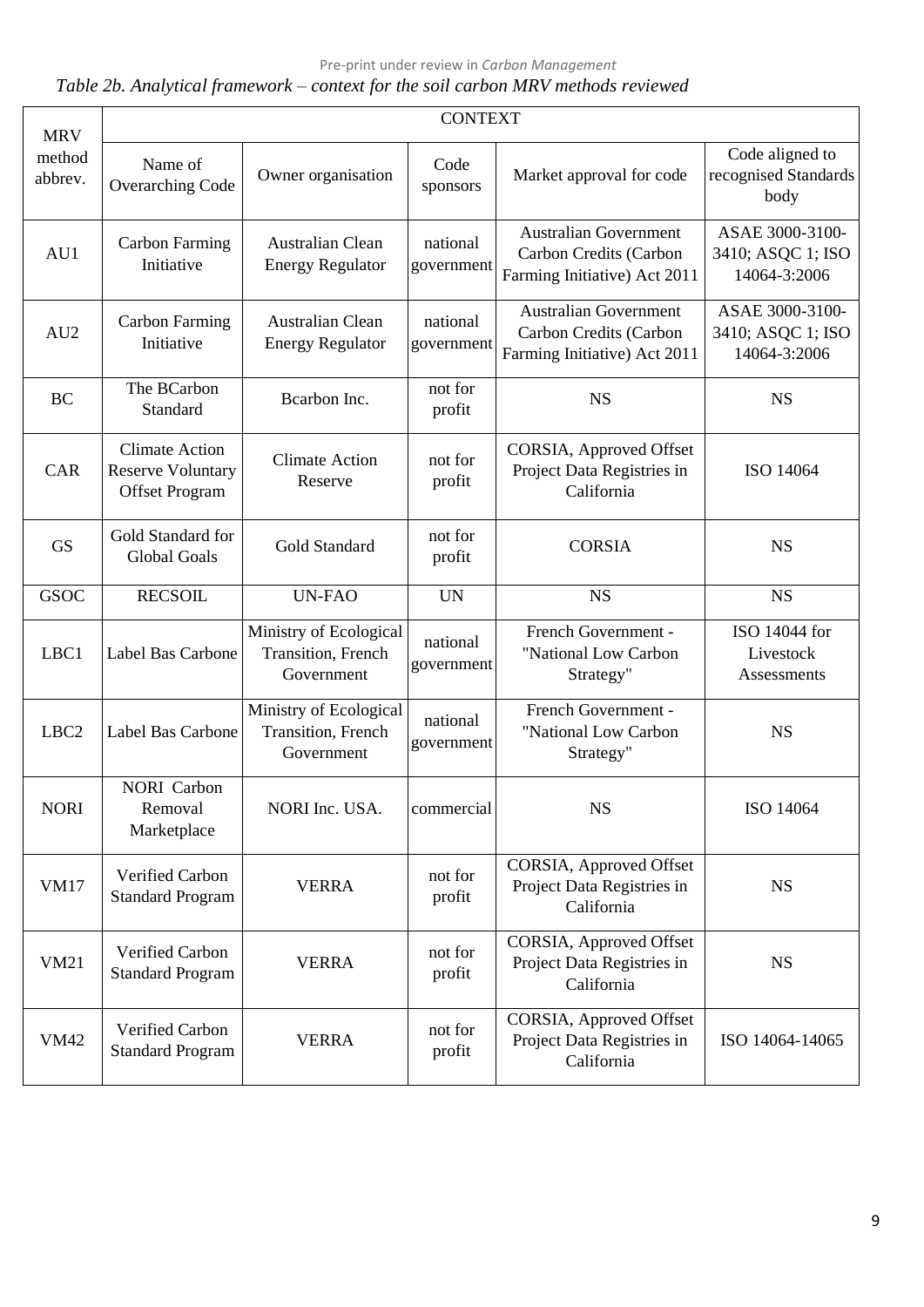*Table 2b. Analytical framework – context for the soil carbon MRV methods reviewed*

| MRV method abbrev. | CONTEXT | | | | |
|---|---|---|---|---|---|
| | Name of Overarching Code | Owner organisation | Code sponsors | Market approval for code | Code aligned to recognised Standards body |
| AU1 | Carbon Farming Initiative | Australian Clean Energy Regulator | national government | Australian Government Carbon Credits (Carbon Farming Initiative) Act 2011 | ASAE 3000-3100-3410; ASQC 1; ISO 14064-3:2006 |
| AU2 | Carbon Farming Initiative | Australian Clean Energy Regulator | national government | Australian Government Carbon Credits (Carbon Farming Initiative) Act 2011 | ASAE 3000-3100-3410; ASQC 1; ISO 14064-3:2006 |
| BC | The BCarbon Standard | Bcarbon Inc. | not for profit | NS | NS |
| CAR | Climate Action Reserve Voluntary Offset Program | Climate Action Reserve | not for profit | CORSIA, Approved Offset Project Data Registries in California | ISO 14064 |
| GS | Gold Standard for Global Goals | Gold Standard | not for profit | CORSIA | NS |
| GSOC | RECSOIL | UN-FAO | UN | NS | NS |
| LBC1 | Label Bas Carbone | Ministry of Ecological Transition, French Government | national government | French Government - "National Low Carbon Strategy" | ISO 14044 for Livestock Assessments |
| LBC2 | Label Bas Carbone | Ministry of Ecological Transition, French Government | national government | French Government - "National Low Carbon Strategy" | NS |
| NORI | NORI Carbon Removal Marketplace | NORI Inc. USA. | commercial | NS | ISO 14064 |
| VM17 | Verified Carbon Standard Program | VERRA | not for profit | CORSIA, Approved Offset Project Data Registries in California | NS |
| VM21 | Verified Carbon Standard Program | VERRA | not for profit | CORSIA, Approved Offset Project Data Registries in California | NS |
| VM42 | Verified Carbon Standard Program | VERRA | not for profit | CORSIA, Approved Offset Project Data Registries in California | ISO 14064-14065 |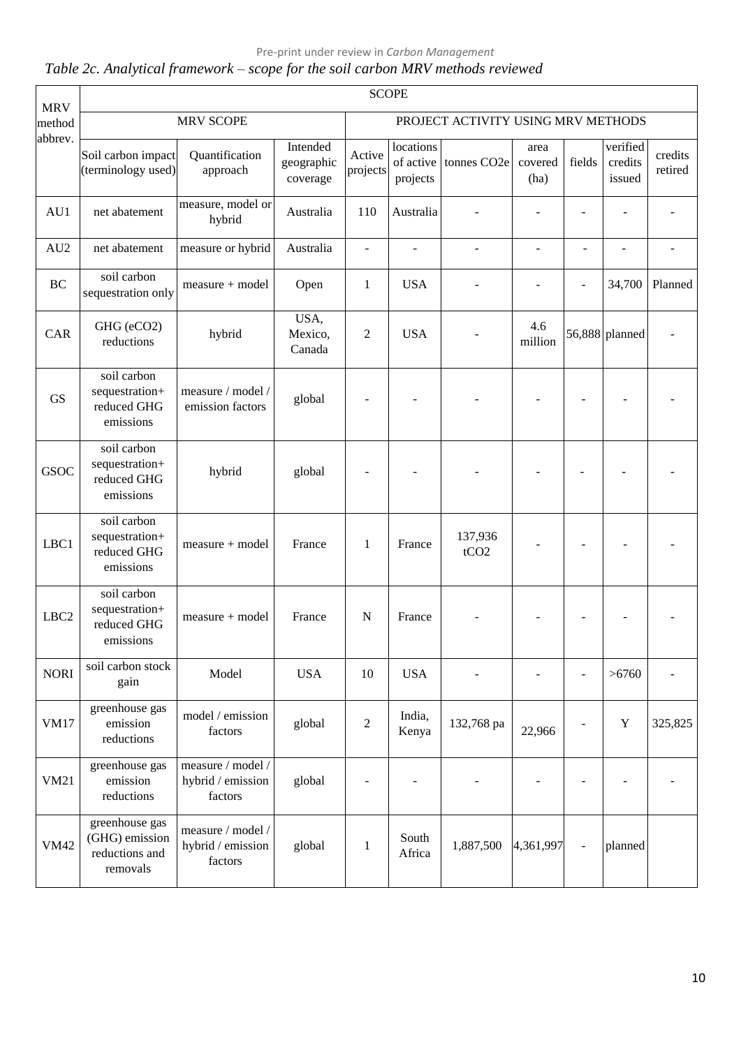*Table 2c. Analytical framework – scope for the soil carbon MRV methods reviewed*

| MRV method abbrev. | SCOPE | | | | | | | | | |
|---|---|---|---|---|---|---|---|---|---|---|
| | MRV SCOPE | | | PROJECT ACTIVITY USING MRV METHODS | | | | | | |
| | Soil carbon impact (terminology used) | Quantification approach | Intended geographic coverage | Active projects | locations of active projects | tonnes CO2e | area covered (ha) | fields | verified credits issued | credits retired |
| AU1 | net abatement | measure, model or hybrid | Australia | 110 | Australia | - | - | - | - | - |
| AU2 | net abatement | measure or hybrid | Australia | - | - | - | - | - | - | - |
| BC | soil carbon sequestration only | measure + model | Open | 1 | USA | - | - | - | 34,700 | Planned |
| CAR | GHG (eCO2) reductions | hybrid | USA, Mexico, Canada | 2 | USA | - | 4.6 million | 56,888 | planned | - |
| GS | soil carbon sequestration+ reduced GHG emissions | measure / model / emission factors | global | - | - | - | - | - | - | - |
| GSOC | soil carbon sequestration+ reduced GHG emissions | hybrid | global | - | - | - | - | - | - | - |
| LBC1 | soil carbon sequestration+ reduced GHG emissions | measure + model | France | 1 | France | 137,936 tCO2 | - | - | - | - |
| LBC2 | soil carbon sequestration+ reduced GHG emissions | measure + model | France | N | France | - | - | - | - | - |
| NORI | soil carbon stock gain | Model | USA | 10 | USA | - | - | - | >6760 | - |
| VM17 | greenhouse gas emission reductions | model / emission factors | global | 2 | India, Kenya | 132,768 pa | 22,966 | - | Y | 325,825 |
| VM21 | greenhouse gas emission reductions | measure / model / hybrid / emission factors | global | - | - | - | - | - | - | - |
| VM42 | greenhouse gas (GHG) emission reductions and removals | measure / model / hybrid / emission factors | global | 1 | South Africa | 1,887,500 | 4,361,997 | - | planned | |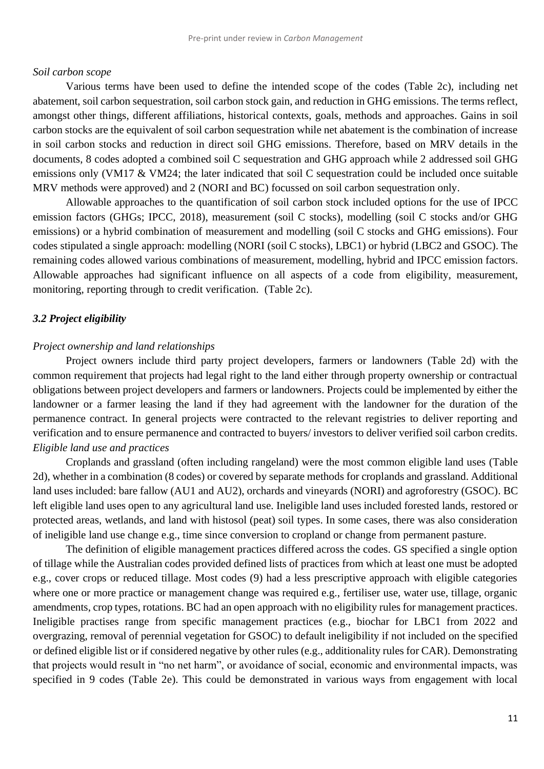*Soil carbon scope*

Various terms have been used to define the intended scope of the codes (Table 2c), including net abatement, soil carbon sequestration, soil carbon stock gain, and reduction in GHG emissions. The terms reflect, amongst other things, different affiliations, historical contexts, goals, methods and approaches. Gains in soil carbon stocks are the equivalent of soil carbon sequestration while net abatement is the combination of increase in soil carbon stocks and reduction in direct soil GHG emissions. Therefore, based on MRV details in the documents, 8 codes adopted a combined soil C sequestration and GHG approach while 2 addressed soil GHG emissions only (VM17 & VM24; the later indicated that soil C sequestration could be included once suitable MRV methods were approved) and 2 (NORI and BC) focussed on soil carbon sequestration only.

Allowable approaches to the quantification of soil carbon stock included options for the use of IPCC emission factors (GHGs; IPCC, 2018), measurement (soil C stocks), modelling (soil C stocks and/or GHG emissions) or a hybrid combination of measurement and modelling (soil C stocks and GHG emissions). Four codes stipulated a single approach: modelling (NORI (soil C stocks), LBC1) or hybrid (LBC2 and GSOC). The remaining codes allowed various combinations of measurement, modelling, hybrid and IPCC emission factors. Allowable approaches had significant influence on all aspects of a code from eligibility, measurement, monitoring, reporting through to credit verification. (Table 2c).

### *3.2 Project eligibility*

*Project ownership and land relationships*

Project owners include third party project developers, farmers or landowners (Table 2d) with the common requirement that projects had legal right to the land either through property ownership or contractual obligations between project developers and farmers or landowners. Projects could be implemented by either the landowner or a farmer leasing the land if they had agreement with the landowner for the duration of the permanence contract. In general projects were contracted to the relevant registries to deliver reporting and verification and to ensure permanence and contracted to buyers/ investors to deliver verified soil carbon credits.

*Eligible land use and practices*

Croplands and grassland (often including rangeland) were the most common eligible land uses (Table 2d), whether in a combination (8 codes) or covered by separate methods for croplands and grassland. Additional land uses included: bare fallow (AU1 and AU2), orchards and vineyards (NORI) and agroforestry (GSOC). BC left eligible land uses open to any agricultural land use. Ineligible land uses included forested lands, restored or protected areas, wetlands, and land with histosol (peat) soil types. In some cases, there was also consideration of ineligible land use change e.g., time since conversion to cropland or change from permanent pasture.

The definition of eligible management practices differed across the codes. GS specified a single option of tillage while the Australian codes provided defined lists of practices from which at least one must be adopted e.g., cover crops or reduced tillage. Most codes (9) had a less prescriptive approach with eligible categories where one or more practice or management change was required e.g., fertiliser use, water use, tillage, organic amendments, crop types, rotations. BC had an open approach with no eligibility rules for management practices. Ineligible practises range from specific management practices (e.g., biochar for LBC1 from 2022 and overgrazing, removal of perennial vegetation for GSOC) to default ineligibility if not included on the specified or defined eligible list or if considered negative by other rules (e.g., additionality rules for CAR). Demonstrating that projects would result in "no net harm", or avoidance of social, economic and environmental impacts, was specified in 9 codes (Table 2e). This could be demonstrated in various ways from engagement with local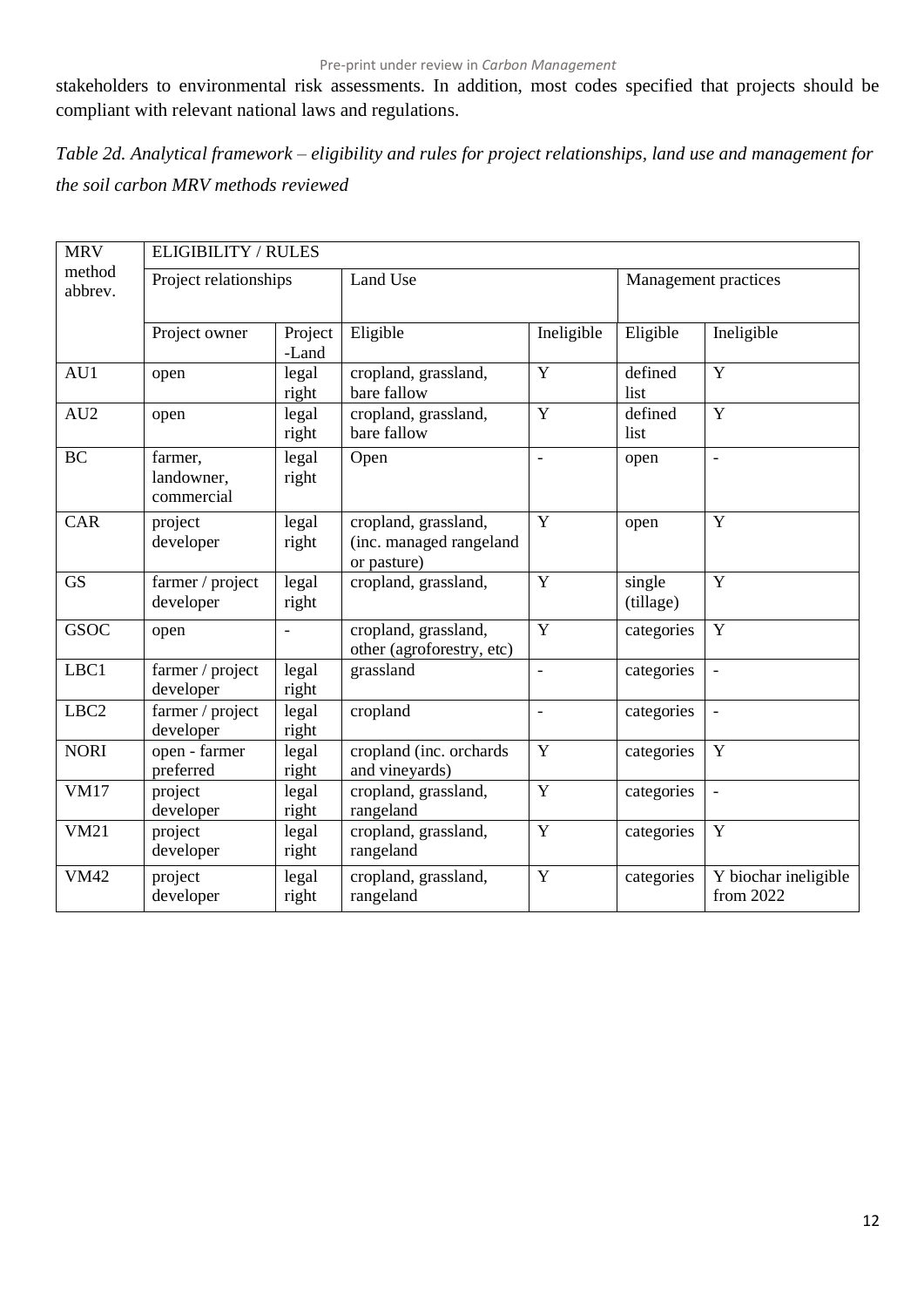stakeholders to environmental risk assessments. In addition, most codes specified that projects should be compliant with relevant national laws and regulations.

*Table 2d. Analytical framework – eligibility and rules for project relationships, land use and management for the soil carbon MRV methods reviewed*

| MRV method abbrev. | ELIGIBILITY / RULES | | | | | |
|---|---|---|---|---|---|---|
| | Project relationships | | Land Use | | Management practices | |
| | Project owner | Project-Land | Eligible | Ineligible | Eligible | Ineligible |
| AU1 | open | legal right | cropland, grassland, bare fallow | Y | defined list | Y |
| AU2 | open | legal right | cropland, grassland, bare fallow | Y | defined list | Y |
| BC | farmer, landowner, commercial | legal right | Open | - | open | - |
| CAR | project developer | legal right | cropland, grassland, (inc. managed rangeland or pasture) | Y | open | Y |
| GS | farmer / project developer | legal right | cropland, grassland, | Y | single (tillage) | Y |
| GSOC | open | - | cropland, grassland, other (agroforestry, etc) | Y | categories | Y |
| LBC1 | farmer / project developer | legal right | grassland | - | categories | - |
| LBC2 | farmer / project developer | legal right | cropland | - | categories | - |
| NORI | open - farmer preferred | legal right | cropland (inc. orchards and vineyards) | Y | categories | Y |
| VM17 | project developer | legal right | cropland, grassland, rangeland | Y | categories | - |
| VM21 | project developer | legal right | cropland, grassland, rangeland | Y | categories | Y |
| VM42 | project developer | legal right | cropland, grassland, rangeland | Y | categories | Y biochar ineligible from 2022 |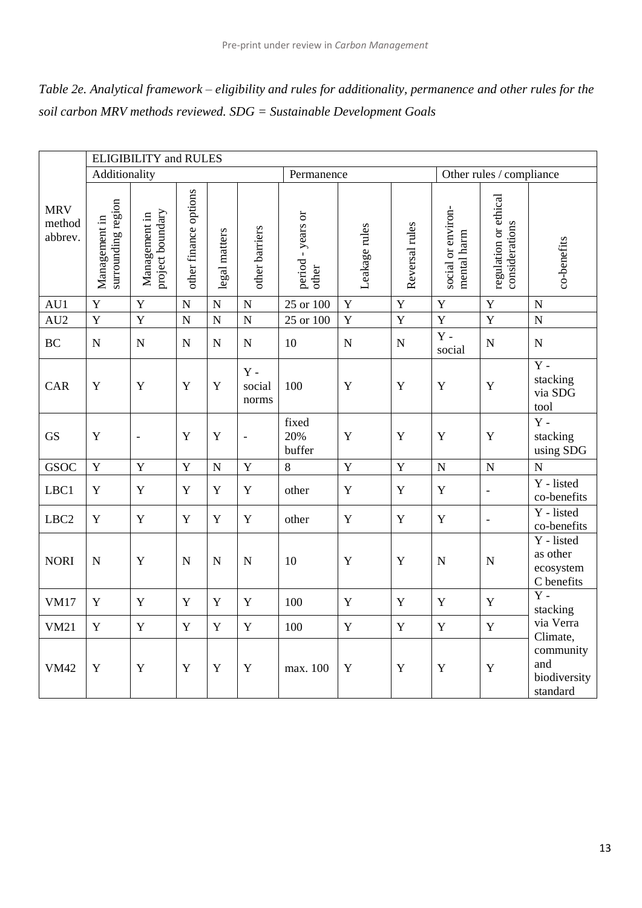*Table 2e. Analytical framework – eligibility and rules for additionality, permanence and other rules for the soil carbon MRV methods reviewed. SDG = Sustainable Development Goals*

| MRV method abbrev. | ELIGIBILITY and RULES | | | | | | | | | | |
|---|---|---|---|---|---|---|---|---|---|---|---|
| | Additionality | | | | | Permanence | | | Other rules / compliance | | |
| | Management in surrounding region | Management in project boundary | other finance options | legal matters | other barriers | period - years or other | Leakage rules | Reversal rules | social or environ-mental harm | regulation or ethical considerations | co-benefits |
| AU1 | Y | Y | N | N | N | 25 or 100 | Y | Y | Y | Y | N |
| AU2 | Y | Y | N | N | N | 25 or 100 | Y | Y | Y | Y | N |
| BC | N | N | N | N | N | 10 | N | N | Y - social | N | N |
| CAR | Y | Y | Y | Y | Y - social norms | 100 | Y | Y | Y | Y | Y - stacking via SDG tool |
| GS | Y | - | Y | Y | - | fixed 20% buffer | Y | Y | Y | Y | Y - stacking using SDG |
| GSOC | Y | Y | Y | N | Y | 8 | Y | Y | N | N | N |
| LBC1 | Y | Y | Y | Y | Y | other | Y | Y | Y | - | Y - listed co-benefits |
| LBC2 | Y | Y | Y | Y | Y | other | Y | Y | Y | - | Y - listed co-benefits |
| NORI | N | Y | N | N | N | 10 | Y | Y | N | N | Y - listed as other ecosystem C benefits |
| VM17 | Y | Y | Y | Y | Y | 100 | Y | Y | Y | Y | Y - stacking via Verra Climate, community and biodiversity standard |
| VM21 | Y | Y | Y | Y | Y | 100 | Y | Y | Y | Y | |
| VM42 | Y | Y | Y | Y | Y | max. 100 | Y | Y | Y | Y | |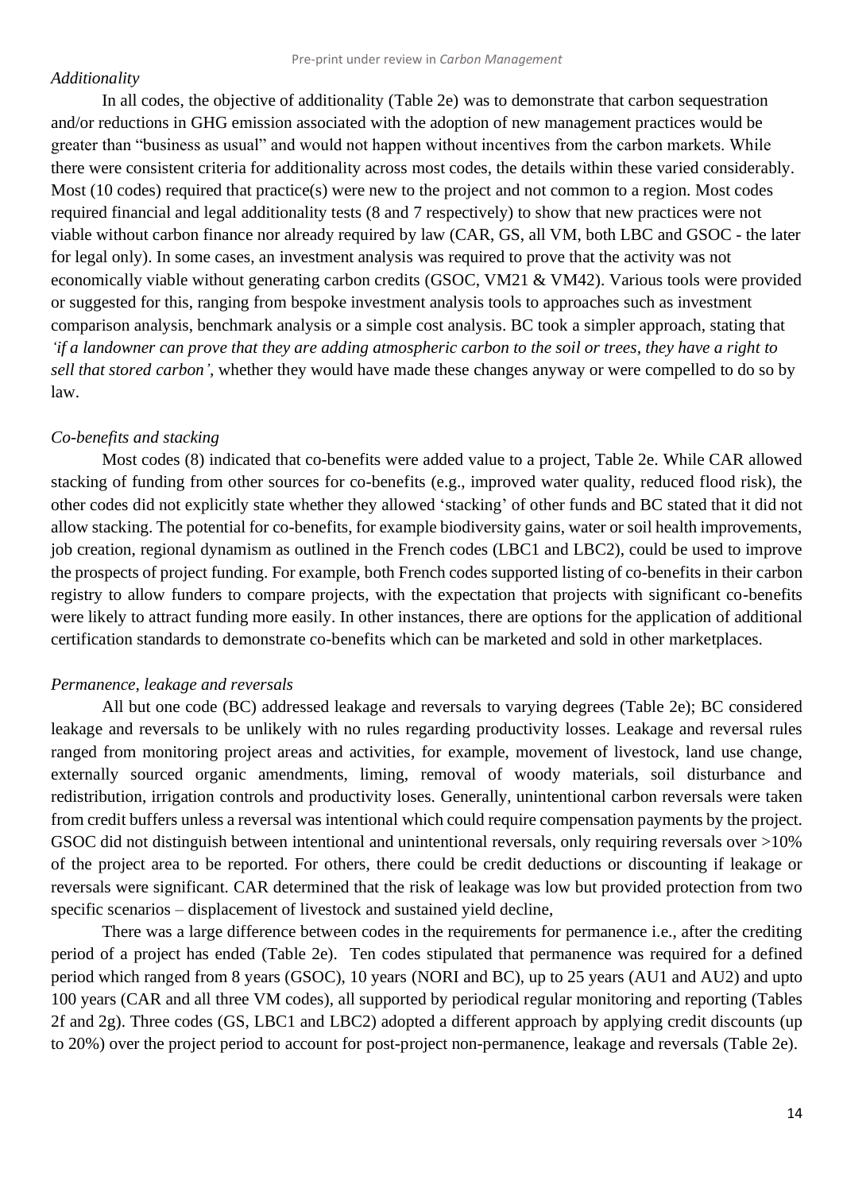*Additionality*

In all codes, the objective of additionality (Table 2e) was to demonstrate that carbon sequestration and/or reductions in GHG emission associated with the adoption of new management practices would be greater than "business as usual" and would not happen without incentives from the carbon markets. While there were consistent criteria for additionality across most codes, the details within these varied considerably. Most (10 codes) required that practice(s) were new to the project and not common to a region. Most codes required financial and legal additionality tests (8 and 7 respectively) to show that new practices were not viable without carbon finance nor already required by law (CAR, GS, all VM, both LBC and GSOC - the later for legal only). In some cases, an investment analysis was required to prove that the activity was not economically viable without generating carbon credits (GSOC, VM21 & VM42). Various tools were provided or suggested for this, ranging from bespoke investment analysis tools to approaches such as investment comparison analysis, benchmark analysis or a simple cost analysis. BC took a simpler approach, stating that *'if a landowner can prove that they are adding atmospheric carbon to the soil or trees, they have a right to sell that stored carbon',* whether they would have made these changes anyway or were compelled to do so by law.

*Co-benefits and stacking*

Most codes (8) indicated that co-benefits were added value to a project, Table 2e. While CAR allowed stacking of funding from other sources for co-benefits (e.g., improved water quality, reduced flood risk), the other codes did not explicitly state whether they allowed 'stacking' of other funds and BC stated that it did not allow stacking. The potential for co-benefits, for example biodiversity gains, water or soil health improvements, job creation, regional dynamism as outlined in the French codes (LBC1 and LBC2), could be used to improve the prospects of project funding. For example, both French codes supported listing of co-benefits in their carbon registry to allow funders to compare projects, with the expectation that projects with significant co-benefits were likely to attract funding more easily. In other instances, there are options for the application of additional certification standards to demonstrate co-benefits which can be marketed and sold in other marketplaces.

*Permanence, leakage and reversals*

All but one code (BC) addressed leakage and reversals to varying degrees (Table 2e); BC considered leakage and reversals to be unlikely with no rules regarding productivity losses. Leakage and reversal rules ranged from monitoring project areas and activities, for example, movement of livestock, land use change, externally sourced organic amendments, liming, removal of woody materials, soil disturbance and redistribution, irrigation controls and productivity loses. Generally, unintentional carbon reversals were taken from credit buffers unless a reversal was intentional which could require compensation payments by the project. GSOC did not distinguish between intentional and unintentional reversals, only requiring reversals over >10% of the project area to be reported. For others, there could be credit deductions or discounting if leakage or reversals were significant. CAR determined that the risk of leakage was low but provided protection from two specific scenarios – displacement of livestock and sustained yield decline,

There was a large difference between codes in the requirements for permanence i.e., after the crediting period of a project has ended (Table 2e). Ten codes stipulated that permanence was required for a defined period which ranged from 8 years (GSOC), 10 years (NORI and BC), up to 25 years (AU1 and AU2) and upto 100 years (CAR and all three VM codes), all supported by periodical regular monitoring and reporting (Tables 2f and 2g). Three codes (GS, LBC1 and LBC2) adopted a different approach by applying credit discounts (up to 20%) over the project period to account for post-project non-permanence, leakage and reversals (Table 2e).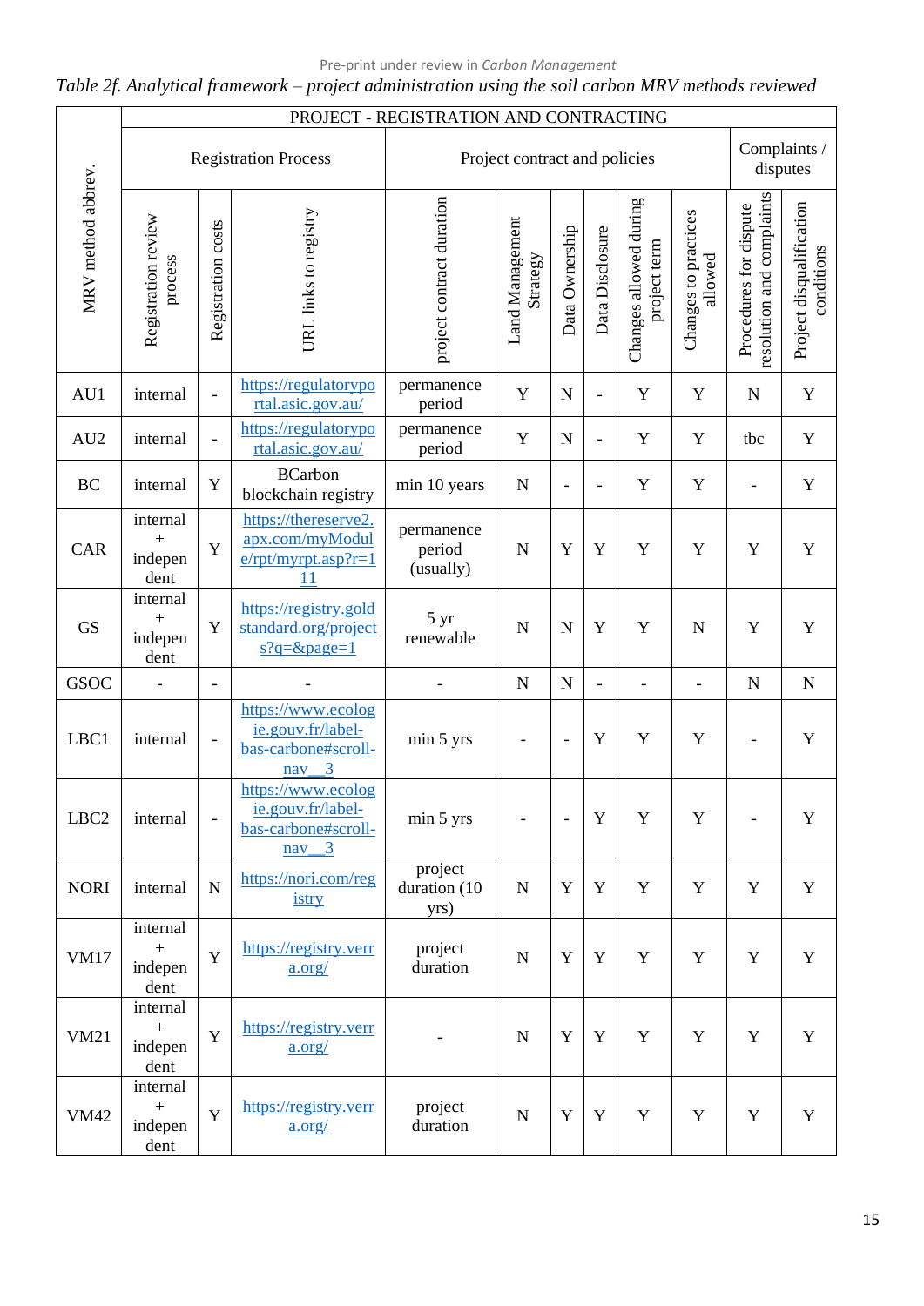Pre-print under review in *Carbon Management*

*Table 2f. Analytical framework – project administration using the soil carbon MRV methods reviewed*

| MRV method abbrev. | PROJECT - REGISTRATION AND CONTRACTING | | | | | | | | | | |
|---|---|---|---|---|---|---|---|---|---|---|---|
| | Registration Process | | | Project contract and policies | | | | | | Complaints / disputes | |
| | Registration review process | Registration costs | URL links to registry | project contract duration | Land Management Strategy | Data Ownership | Data Disclosure | Changes allowed during project term | Changes to practices allowed | Procedures for dispute resolution and complaints | Project disqualification conditions |
| AU1 | internal | - | https://regulatoryportal.asic.gov.au/ | permanence period | Y | N | - | Y | Y | N | Y |
| AU2 | internal | - | https://regulatoryportal.asic.gov.au/ | permanence period | Y | N | - | Y | Y | tbc | Y |
| BC | internal | Y | BCarbon blockchain registry | min 10 years | N | - | - | Y | Y | - | Y |
| CAR | internal + independent | Y | https://thereserve2.apx.com/myModule/rpt/myrpt.asp?r=111 | permanence period (usually) | N | Y | Y | Y | Y | Y | Y |
| GS | internal + independent | Y | https://registry.goldstandard.org/projects?q=&page=1 | 5 yr renewable | N | N | Y | Y | N | Y | Y |
| GSOC | - | - | - | - | N | N | - | - | - | N | N |
| LBC1 | internal | - | https://www.ecologie.gouv.fr/label-bas-carbone#scroll-nav__3 | min 5 yrs | - | - | Y | Y | Y | - | Y |
| LBC2 | internal | - | https://www.ecologie.gouv.fr/label-bas-carbone#scroll-nav__3 | min 5 yrs | - | - | Y | Y | Y | - | Y |
| NORI | internal | N | https://nori.com/registry | project duration (10 yrs) | N | Y | Y | Y | Y | Y | Y |
| VM17 | internal + independent | Y | https://registry.verra.org/ | project duration | N | Y | Y | Y | Y | Y | Y |
| VM21 | internal + independent | Y | https://registry.verra.org/ | - | N | Y | Y | Y | Y | Y | Y |
| VM42 | internal + independent | Y | https://registry.verra.org/ | project duration | N | Y | Y | Y | Y | Y | Y |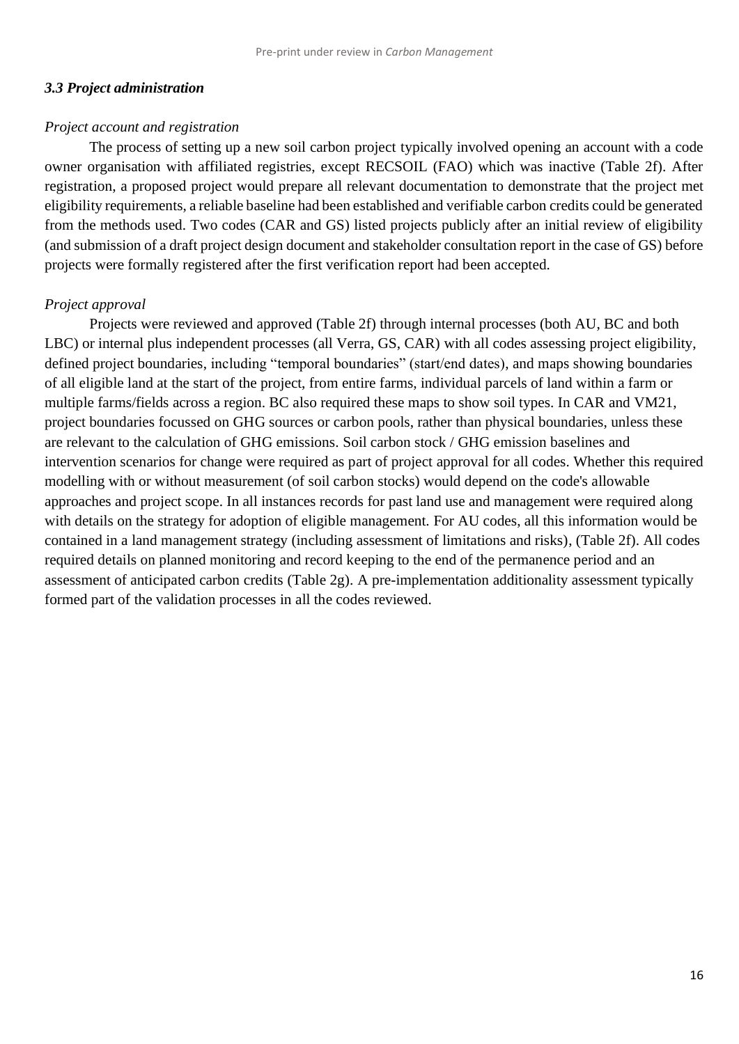### *3.3 Project administration*

*Project account and registration*

The process of setting up a new soil carbon project typically involved opening an account with a code owner organisation with affiliated registries, except RECSOIL (FAO) which was inactive (Table 2f). After registration, a proposed project would prepare all relevant documentation to demonstrate that the project met eligibility requirements, a reliable baseline had been established and verifiable carbon credits could be generated from the methods used. Two codes (CAR and GS) listed projects publicly after an initial review of eligibility (and submission of a draft project design document and stakeholder consultation report in the case of GS) before projects were formally registered after the first verification report had been accepted.

*Project approval*

Projects were reviewed and approved (Table 2f) through internal processes (both AU, BC and both LBC) or internal plus independent processes (all Verra, GS, CAR) with all codes assessing project eligibility, defined project boundaries, including "temporal boundaries" (start/end dates), and maps showing boundaries of all eligible land at the start of the project, from entire farms, individual parcels of land within a farm or multiple farms/fields across a region. BC also required these maps to show soil types. In CAR and VM21, project boundaries focussed on GHG sources or carbon pools, rather than physical boundaries, unless these are relevant to the calculation of GHG emissions. Soil carbon stock / GHG emission baselines and intervention scenarios for change were required as part of project approval for all codes. Whether this required modelling with or without measurement (of soil carbon stocks) would depend on the code's allowable approaches and project scope. In all instances records for past land use and management were required along with details on the strategy for adoption of eligible management. For AU codes, all this information would be contained in a land management strategy (including assessment of limitations and risks), (Table 2f). All codes required details on planned monitoring and record keeping to the end of the permanence period and an assessment of anticipated carbon credits (Table 2g). A pre-implementation additionality assessment typically formed part of the validation processes in all the codes reviewed.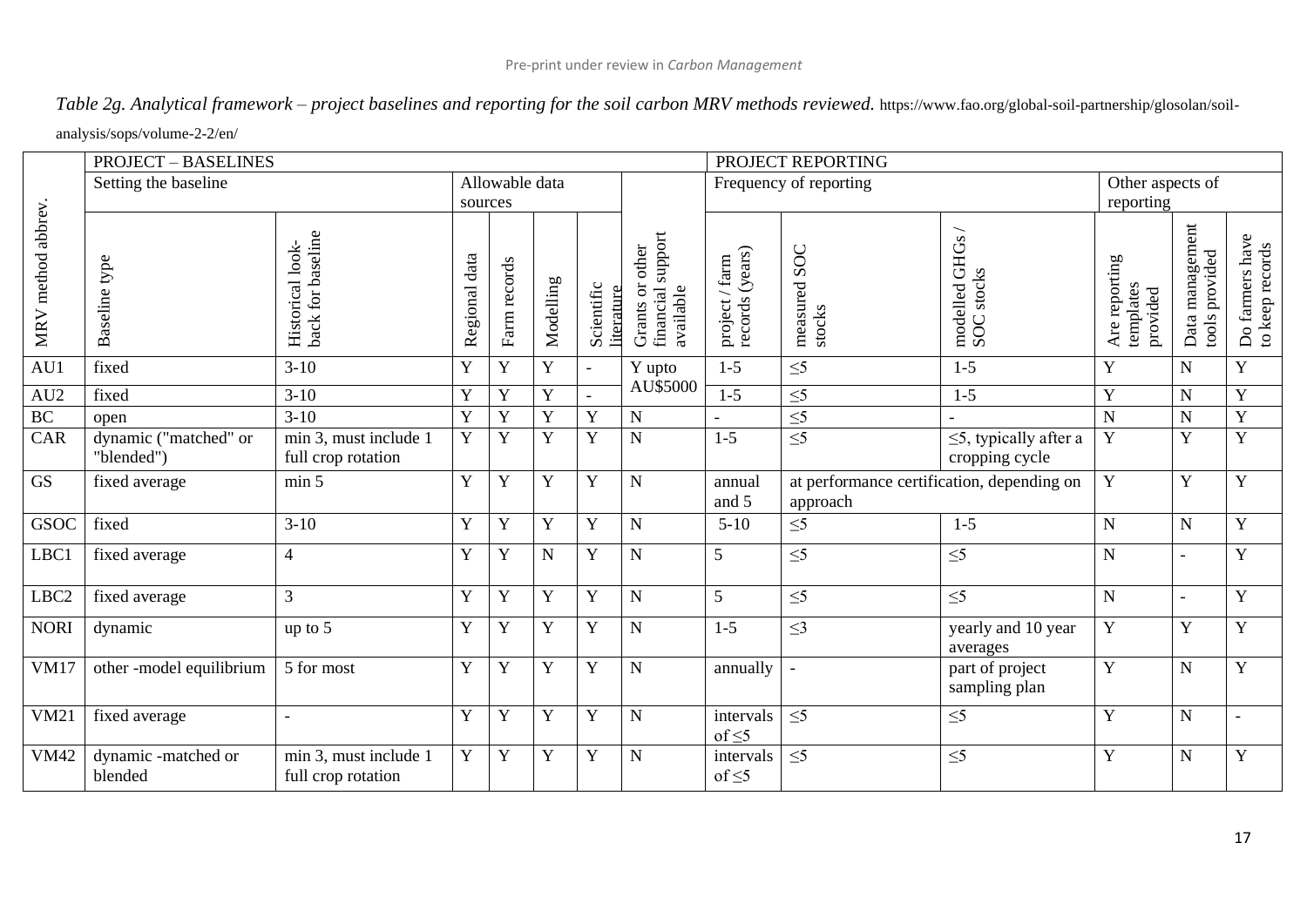*Table 2g. Analytical framework – project baselines and reporting for the soil carbon MRV methods reviewed.* https://www.fao.org/global-soil-partnership/glosolan/soil-analysis/sops/volume-2-2/en/

| MRV method abbrev. | PROJECT – BASELINES | | | | | | | PROJECT REPORTING | | | | | |
|---|---|---|---|---|---|---|---|---|---|---|---|---|---|
| | Setting the baseline | | Allowable data sources | | | | | Frequency of reporting | | | Other aspects of reporting | | |
| | Baseline type | Historical look-back for baseline | Regional data | Farm records | Modelling | Scientific literature | Grants or other financial support available | project / farm records (years) | measured SOC stocks | modelled GHGs / SOC stocks | Are reporting templates provided | Data management tools provided | Do farmers have to keep records |
| AU1 | fixed | 3-10 | Y | Y | Y | - | Y upto AU$5000 | 1-5 | ≤5 | 1-5 | Y | N | Y |
| AU2 | fixed | 3-10 | Y | Y | Y | - | | 1-5 | ≤5 | 1-5 | Y | N | Y |
| BC | open | 3-10 | Y | Y | Y | Y | N | - | ≤5 | - | N | N | Y |
| CAR | dynamic ("matched" or "blended") | min 3, must include 1 full crop rotation | Y | Y | Y | Y | N | 1-5 | ≤5 | ≤5, typically after a cropping cycle | Y | Y | Y |
| GS | fixed average | min 5 | Y | Y | Y | Y | N | annual and 5 | at performance certification, depending on approach | | Y | Y | Y |
| GSOC | fixed | 3-10 | Y | Y | Y | Y | N | 5-10 | ≤5 | 1-5 | N | N | Y |
| LBC1 | fixed average | 4 | Y | Y | N | Y | N | 5 | ≤5 | ≤5 | N | - | Y |
| LBC2 | fixed average | 3 | Y | Y | Y | Y | N | 5 | ≤5 | ≤5 | N | - | Y |
| NORI | dynamic | up to 5 | Y | Y | Y | Y | N | 1-5 | ≤3 | yearly and 10 year averages | Y | Y | Y |
| VM17 | other -model equilibrium | 5 for most | Y | Y | Y | Y | N | annually | - | part of project sampling plan | Y | N | Y |
| VM21 | fixed average | - | Y | Y | Y | Y | N | intervals of ≤5 | ≤5 | ≤5 | Y | N | - |
| VM42 | dynamic -matched or blended | min 3, must include 1 full crop rotation | Y | Y | Y | Y | N | intervals of ≤5 | ≤5 | ≤5 | Y | N | Y |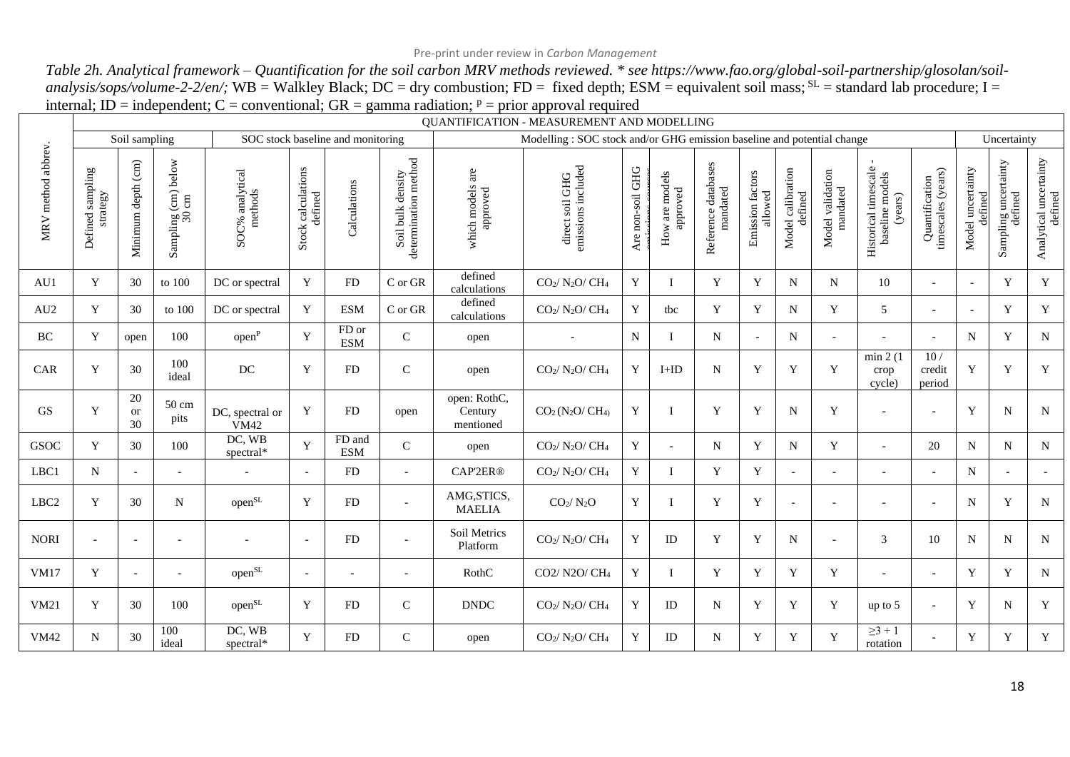*Table 2h. Analytical framework – Quantification for the soil carbon MRV methods reviewed. * see https://www.fao.org/global-soil-partnership/glosolan/soil-analysis/sops/volume-2-2/en/;* WB = Walkley Black; DC = dry combustion; FD = fixed depth; ESM = equivalent soil mass; [SL] = standard lab procedure; I = internal; ID = independent; C = conventional; GR = gamma radiation; [p] = prior approval required

| | QUANTIFICATION - MEASUREMENT AND MODELLING | | | | | | | | | | | | | | | | | | | | |
|---|---|---|---|---|---|---|---|---|---|---|---|---|---|---|---|---|---|---|---|---|---|
| | Soil sampling | | | SOC stock baseline and monitoring | | | | Modelling : SOC stock and/or GHG emission baseline and potential change | | | | | | | | | | | Uncertainty | | |
| MRV method abbrev. | Defined sampling strategy | Minimum depth (cm) | Sampling (cm) below 30 cm | SOC% analytical methods | Stock calculations defined | Calculations | Soil bulk density determination method | which models are approved | direct soil GHG emissions included | Are non-soil GHG emissions sources | How are models approved | Reference databases mandated | Emission factors allowed | Model calibration defined | Model validation mandated | Historical timescale - baseline models (years) | Quantification timescales (years) | Model uncertainty defined | Sampling uncertainty defined | Analytical uncertainty defined |
| AU1 | Y | 30 | to 100 | DC or spectral | Y | FD | C or GR | defined calculations | $CO_2$/ $N_2O$/ $CH_4$ | Y | I | Y | Y | N | N | 10 | - | - | Y | Y |
| AU2 | Y | 30 | to 100 | DC or spectral | Y | ESM | C or GR | defined calculations | $CO_2$/ $N_2O$/ $CH_4$ | Y | tbc | Y | Y | N | Y | 5 | - | - | Y | Y |
| BC | Y | open | 100 | open[P] | Y | FD or ESM | C | open | - | N | I | N | - | N | - | - | - | N | Y | N |
| CAR | Y | 30 | 100 ideal | DC | Y | FD | C | open | $CO_2$/ $N_2O$/ $CH_4$ | Y | I+ID | N | Y | Y | Y | min 2 (1 crop cycle) | 10 / credit period | Y | Y | Y |
| GS | Y | 20 or 30 | 50 cm pits | DC, spectral or VM42 | Y | FD | open | open: RothC, Century mentioned | $CO_2$ ($N_2O$/ $CH_4$) | Y | I | Y | Y | N | Y | - | - | Y | N | N |
| GSOC | Y | 30 | 100 | DC, WB spectral* | Y | FD and ESM | C | open | $CO_2$/ $N_2O$/ $CH_4$ | Y | - | N | Y | N | Y | - | 20 | N | N | N |
| LBC1 | N | - | - | - | - | FD | - | CAP'2ER® | $CO_2$/ $N_2O$/ $CH_4$ | Y | I | Y | Y | - | - | - | - | N | - | - |
| LBC2 | Y | 30 | N | open[SL] | Y | FD | - | AMG,STICS, MAELIA | $CO_2$/ $N_2O$ | Y | I | Y | Y | - | - | - | - | N | Y | N |
| NORI | - | - | - | - | - | FD | - | Soil Metrics Platform | $CO_2$/ $N_2O$/ $CH_4$ | Y | ID | Y | Y | N | - | 3 | 10 | N | N | N |
| VM17 | Y | - | - | open[SL] | - | - | - | RothC | CO2/ N2O/ $CH_4$ | Y | I | Y | Y | Y | Y | - | - | Y | Y | N |
| VM21 | Y | 30 | 100 | open[SL] | Y | FD | C | DNDC | $CO_2$/ $N_2O$/ $CH_4$ | Y | ID | N | Y | Y | Y | up to 5 | - | Y | N | Y |
| VM42 | N | 30 | 100 ideal | DC, WB spectral* | Y | FD | C | open | $CO_2$/ $N_2O$/ $CH_4$ | Y | ID | N | Y | Y | Y | ≥3 + 1 rotation | - | Y | Y | Y |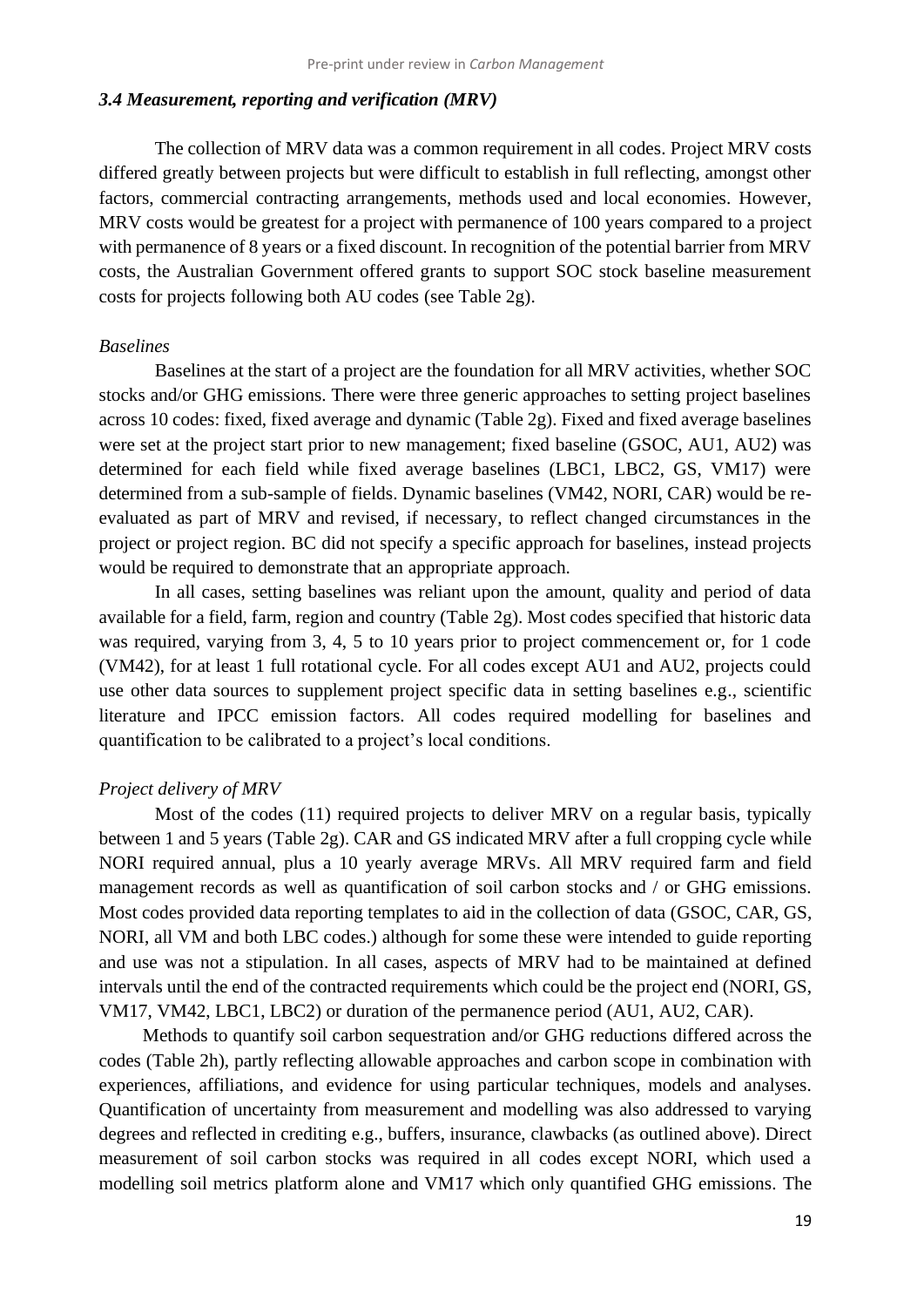### *3.4 Measurement, reporting and verification (MRV)*

The collection of MRV data was a common requirement in all codes. Project MRV costs differed greatly between projects but were difficult to establish in full reflecting, amongst other factors, commercial contracting arrangements, methods used and local economies. However, MRV costs would be greatest for a project with permanence of 100 years compared to a project with permanence of 8 years or a fixed discount. In recognition of the potential barrier from MRV costs, the Australian Government offered grants to support SOC stock baseline measurement costs for projects following both AU codes (see Table 2g).

*Baselines*

Baselines at the start of a project are the foundation for all MRV activities, whether SOC stocks and/or GHG emissions. There were three generic approaches to setting project baselines across 10 codes: fixed, fixed average and dynamic (Table 2g). Fixed and fixed average baselines were set at the project start prior to new management; fixed baseline (GSOC, AU1, AU2) was determined for each field while fixed average baselines (LBC1, LBC2, GS, VM17) were determined from a sub-sample of fields. Dynamic baselines (VM42, NORI, CAR) would be re-evaluated as part of MRV and revised, if necessary, to reflect changed circumstances in the project or project region. BC did not specify a specific approach for baselines, instead projects would be required to demonstrate that an appropriate approach.

In all cases, setting baselines was reliant upon the amount, quality and period of data available for a field, farm, region and country (Table 2g). Most codes specified that historic data was required, varying from 3, 4, 5 to 10 years prior to project commencement or, for 1 code (VM42), for at least 1 full rotational cycle. For all codes except AU1 and AU2, projects could use other data sources to supplement project specific data in setting baselines e.g., scientific literature and IPCC emission factors. All codes required modelling for baselines and quantification to be calibrated to a project's local conditions.

*Project delivery of MRV*

Most of the codes (11) required projects to deliver MRV on a regular basis, typically between 1 and 5 years (Table 2g). CAR and GS indicated MRV after a full cropping cycle while NORI required annual, plus a 10 yearly average MRVs. All MRV required farm and field management records as well as quantification of soil carbon stocks and / or GHG emissions. Most codes provided data reporting templates to aid in the collection of data (GSOC, CAR, GS, NORI, all VM and both LBC codes.) although for some these were intended to guide reporting and use was not a stipulation. In all cases, aspects of MRV had to be maintained at defined intervals until the end of the contracted requirements which could be the project end (NORI, GS, VM17, VM42, LBC1, LBC2) or duration of the permanence period (AU1, AU2, CAR).

Methods to quantify soil carbon sequestration and/or GHG reductions differed across the codes (Table 2h), partly reflecting allowable approaches and carbon scope in combination with experiences, affiliations, and evidence for using particular techniques, models and analyses. Quantification of uncertainty from measurement and modelling was also addressed to varying degrees and reflected in crediting e.g., buffers, insurance, clawbacks (as outlined above). Direct measurement of soil carbon stocks was required in all codes except NORI, which used a modelling soil metrics platform alone and VM17 which only quantified GHG emissions. The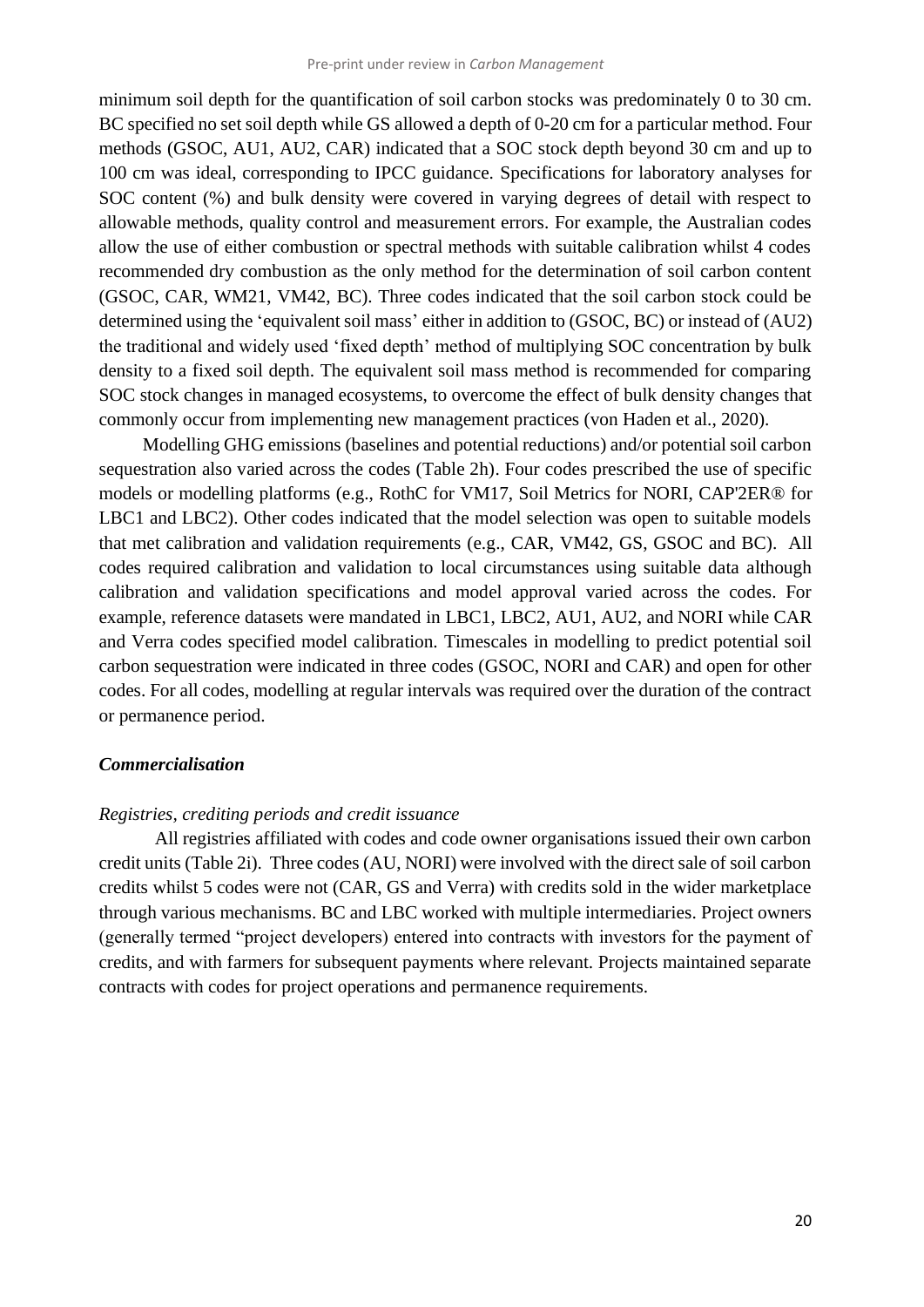minimum soil depth for the quantification of soil carbon stocks was predominately 0 to 30 cm. BC specified no set soil depth while GS allowed a depth of 0-20 cm for a particular method. Four methods (GSOC, AU1, AU2, CAR) indicated that a SOC stock depth beyond 30 cm and up to 100 cm was ideal, corresponding to IPCC guidance. Specifications for laboratory analyses for SOC content (%) and bulk density were covered in varying degrees of detail with respect to allowable methods, quality control and measurement errors. For example, the Australian codes allow the use of either combustion or spectral methods with suitable calibration whilst 4 codes recommended dry combustion as the only method for the determination of soil carbon content (GSOC, CAR, WM21, VM42, BC). Three codes indicated that the soil carbon stock could be determined using the 'equivalent soil mass' either in addition to (GSOC, BC) or instead of (AU2) the traditional and widely used 'fixed depth' method of multiplying SOC concentration by bulk density to a fixed soil depth. The equivalent soil mass method is recommended for comparing SOC stock changes in managed ecosystems, to overcome the effect of bulk density changes that commonly occur from implementing new management practices (von Haden et al., 2020).

Modelling GHG emissions (baselines and potential reductions) and/or potential soil carbon sequestration also varied across the codes (Table 2h). Four codes prescribed the use of specific models or modelling platforms (e.g., RothC for VM17, Soil Metrics for NORI, CAP'2ER® for LBC1 and LBC2). Other codes indicated that the model selection was open to suitable models that met calibration and validation requirements (e.g., CAR, VM42, GS, GSOC and BC). All codes required calibration and validation to local circumstances using suitable data although calibration and validation specifications and model approval varied across the codes. For example, reference datasets were mandated in LBC1, LBC2, AU1, AU2, and NORI while CAR and Verra codes specified model calibration. Timescales in modelling to predict potential soil carbon sequestration were indicated in three codes (GSOC, NORI and CAR) and open for other codes. For all codes, modelling at regular intervals was required over the duration of the contract or permanence period.

### *Commercialisation*

#### *Registries, crediting periods and credit issuance*

All registries affiliated with codes and code owner organisations issued their own carbon credit units (Table 2i). Three codes (AU, NORI) were involved with the direct sale of soil carbon credits whilst 5 codes were not (CAR, GS and Verra) with credits sold in the wider marketplace through various mechanisms. BC and LBC worked with multiple intermediaries. Project owners (generally termed "project developers) entered into contracts with investors for the payment of credits, and with farmers for subsequent payments where relevant. Projects maintained separate contracts with codes for project operations and permanence requirements.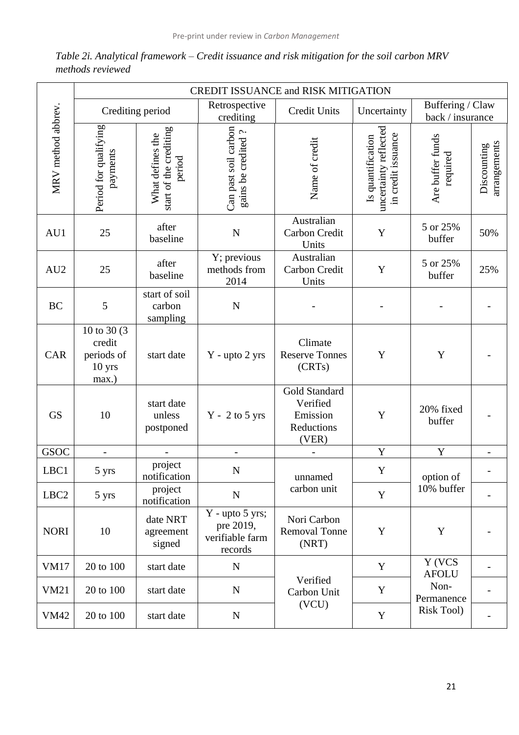*Table 2i. Analytical framework – Credit issuance and risk mitigation for the soil carbon MRV methods reviewed*

| MRV method abbrev. | CREDIT ISSUANCE and RISK MITIGATION | | | | | | |
|---|---|---|---|---|---|---|---|
| | Crediting period | | Retrospective crediting | Credit Units | Uncertainty | Buffering / Claw back / insurance | |
| | Period for qualifying payments | What defines the start of the crediting period | Can past soil carbon gains be credited ? | Name of credit | Is quantification uncertainty reflected in credit issuance | Are buffer funds required | Discounting arrangements |
| AU1 | 25 | after baseline | N | Australian Carbon Credit Units | Y | 5 or 25% buffer | 50% |
| AU2 | 25 | after baseline | Y; previous methods from 2014 | Australian Carbon Credit Units | Y | 5 or 25% buffer | 25% |
| BC | 5 | start of soil carbon sampling | N | - | - | - | - |
| CAR | 10 to 30 (3 credit periods of 10 yrs max.) | start date | Y - upto 2 yrs | Climate Reserve Tonnes (CRTs) | Y | Y | - |
| GS | 10 | start date unless postponed | Y - 2 to 5 yrs | Gold Standard Verified Emission Reductions (VER) | Y | 20% fixed buffer | - |
| GSOC | - | - | - | - | Y | Y | - |
| LBC1 | 5 yrs | project notification | N | unnamed carbon unit | Y | option of 10% buffer | - |
| LBC2 | 5 yrs | project notification | N | unnamed carbon unit | Y | option of 10% buffer | - |
| NORI | 10 | date NRT agreement signed | Y - upto 5 yrs; pre 2019, verifiable farm records | Nori Carbon Removal Tonne (NRT) | Y | Y | - |
| VM17 | 20 to 100 | start date | N | Verified Carbon Unit (VCU) | Y | Y (VCS AFOLU Non-Permanence Risk Tool) | - |
| VM21 | 20 to 100 | start date | N | Verified Carbon Unit (VCU) | Y | Y (VCS AFOLU Non-Permanence Risk Tool) | - |
| VM42 | 20 to 100 | start date | N | Verified Carbon Unit (VCU) | Y | Y (VCS AFOLU Non-Permanence Risk Tool) | - |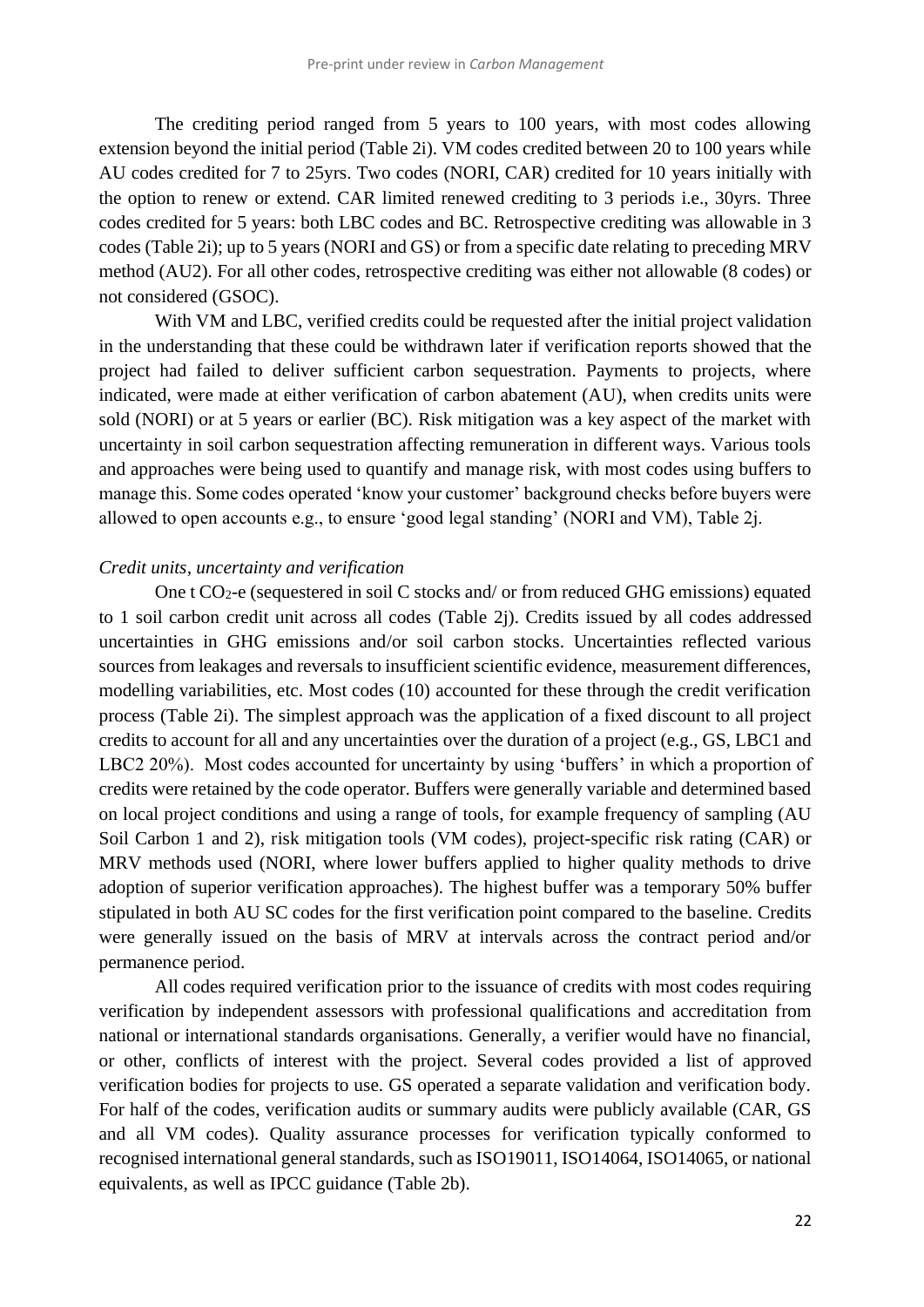The crediting period ranged from 5 years to 100 years, with most codes allowing extension beyond the initial period (Table 2i). VM codes credited between 20 to 100 years while AU codes credited for 7 to 25yrs. Two codes (NORI, CAR) credited for 10 years initially with the option to renew or extend. CAR limited renewed crediting to 3 periods i.e., 30yrs. Three codes credited for 5 years: both LBC codes and BC. Retrospective crediting was allowable in 3 codes (Table 2i); up to 5 years (NORI and GS) or from a specific date relating to preceding MRV method (AU2). For all other codes, retrospective crediting was either not allowable (8 codes) or not considered (GSOC).

With VM and LBC, verified credits could be requested after the initial project validation in the understanding that these could be withdrawn later if verification reports showed that the project had failed to deliver sufficient carbon sequestration. Payments to projects, where indicated, were made at either verification of carbon abatement (AU), when credits units were sold (NORI) or at 5 years or earlier (BC). Risk mitigation was a key aspect of the market with uncertainty in soil carbon sequestration affecting remuneration in different ways. Various tools and approaches were being used to quantify and manage risk, with most codes using buffers to manage this. Some codes operated 'know your customer' background checks before buyers were allowed to open accounts e.g., to ensure 'good legal standing' (NORI and VM), Table 2j.

*Credit units, uncertainty and verification*

One t $CO_2$-e (sequestered in soil C stocks and/ or from reduced GHG emissions) equated to 1 soil carbon credit unit across all codes (Table 2j). Credits issued by all codes addressed uncertainties in GHG emissions and/or soil carbon stocks. Uncertainties reflected various sources from leakages and reversals to insufficient scientific evidence, measurement differences, modelling variabilities, etc. Most codes (10) accounted for these through the credit verification process (Table 2i). The simplest approach was the application of a fixed discount to all project credits to account for all and any uncertainties over the duration of a project (e.g., GS, LBC1 and LBC2 20%). Most codes accounted for uncertainty by using 'buffers' in which a proportion of credits were retained by the code operator. Buffers were generally variable and determined based on local project conditions and using a range of tools, for example frequency of sampling (AU Soil Carbon 1 and 2), risk mitigation tools (VM codes), project-specific risk rating (CAR) or MRV methods used (NORI, where lower buffers applied to higher quality methods to drive adoption of superior verification approaches). The highest buffer was a temporary 50% buffer stipulated in both AU SC codes for the first verification point compared to the baseline. Credits were generally issued on the basis of MRV at intervals across the contract period and/or permanence period.

All codes required verification prior to the issuance of credits with most codes requiring verification by independent assessors with professional qualifications and accreditation from national or international standards organisations. Generally, a verifier would have no financial, or other, conflicts of interest with the project. Several codes provided a list of approved verification bodies for projects to use. GS operated a separate validation and verification body. For half of the codes, verification audits or summary audits were publicly available (CAR, GS and all VM codes). Quality assurance processes for verification typically conformed to recognised international general standards, such as ISO19011, ISO14064, ISO14065, or national equivalents, as well as IPCC guidance (Table 2b).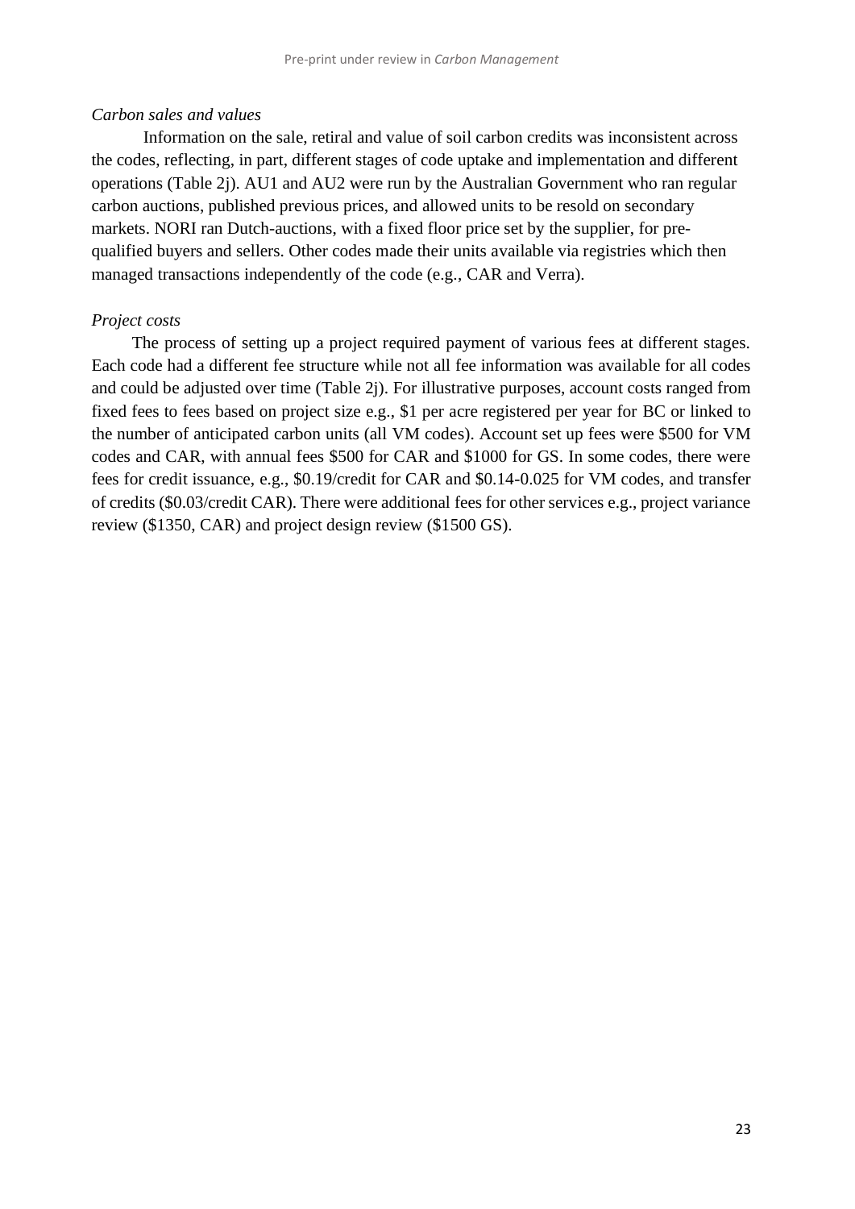*Carbon sales and values*

Information on the sale, retiral and value of soil carbon credits was inconsistent across the codes, reflecting, in part, different stages of code uptake and implementation and different operations (Table 2j). AU1 and AU2 were run by the Australian Government who ran regular carbon auctions, published previous prices, and allowed units to be resold on secondary markets. NORI ran Dutch-auctions, with a fixed floor price set by the supplier, for pre-qualified buyers and sellers. Other codes made their units available via registries which then managed transactions independently of the code (e.g., CAR and Verra).

*Project costs*

The process of setting up a project required payment of various fees at different stages. Each code had a different fee structure while not all fee information was available for all codes and could be adjusted over time (Table 2j). For illustrative purposes, account costs ranged from fixed fees to fees based on project size e.g., $1 per acre registered per year for BC or linked to the number of anticipated carbon units (all VM codes). Account set up fees were $500 for VM codes and CAR, with annual fees $500 for CAR and $1000 for GS. In some codes, there were fees for credit issuance, e.g., $0.19/credit for CAR and $0.14-0.025 for VM codes, and transfer of credits ($0.03/credit CAR). There were additional fees for other services e.g., project variance review ($1350, CAR) and project design review ($1500 GS).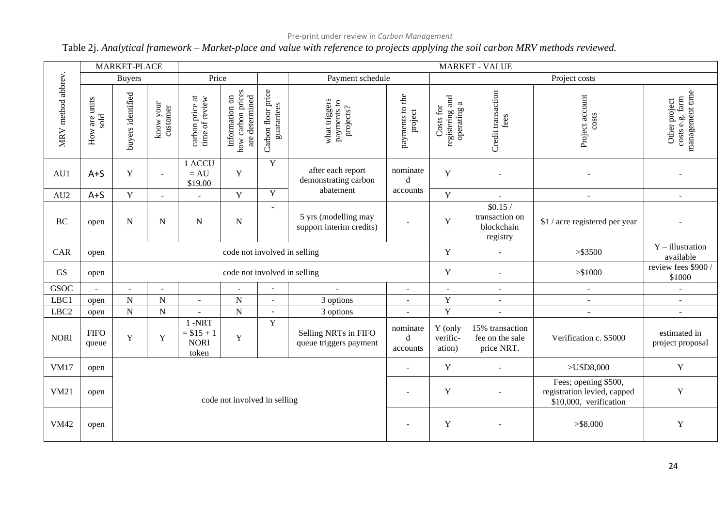Table 2j. *Analytical framework – Market-place and value with reference to projects applying the soil carbon MRV methods reviewed.*

| MRV method abbrev. | MARKET-PLACE | | | MARKET - VALUE | | | | | | | | |
|---|---|---|---|---|---|---|---|---|---|---|---|---|
| | | Buyers | | Price | | | Payment schedule | | Project costs | | | |
| | How are units sold | buyers identified | know your customer | carbon price at time of review | Information on how carbon prices are determined | Carbon floor price guarantees | what triggers payments to projects? | payments to the project | Costs for registering and operating a | Credit transaction fees | Project account costs | Other project costs e.g. farm management time |
| AU1 | A+S | Y | - | 1 ACCU = AU $19.00 | Y | Y | after each report demonstrating carbon abatement | nominated accounts | Y | - | - | - |
| AU2 | A+S | Y | - | - | Y | Y | | | Y | - | - | - |
| BC | open | N | N | N | N | - | 5 yrs (modelling may support interim credits) | - | Y | $0.15 / transaction on blockchain registry | $1 / acre registered per year | - |
| CAR | open | code not involved in selling | | | | | | | Y | - | >$3500 | Y – illustration available |
| GS | open | code not involved in selling | | | | | | | Y | - | >$1000 | review fees $900 / $1000 |
| GSOC | - | - | - | | - | - | - | - | - | - | - | - |
| LBC1 | open | N | N | - | N | - | 3 options | - | Y | - | - | - |
| LBC2 | open | N | N | - | N | - | 3 options | - | Y | - | - | - |
| NORI | FIFO queue | Y | Y | 1 -NRT = $15 + 1 NORI token | Y | Y | Selling NRTs in FIFO queue triggers payment | nominated accounts | Y (only verific-ation) | 15% transaction fee on the sale price NRT. | Verification c. $5000 | estimated in project proposal |
| VM17 | open | code not involved in selling | | | | | | - | Y | - | >USD8,000 | Y |
| VM21 | open | | | | | | | - | Y | - | Fees; opening $500, registration levied, capped $10,000, verification | Y |
| VM42 | open | | | | | | | - | Y | - | >$8,000 | Y |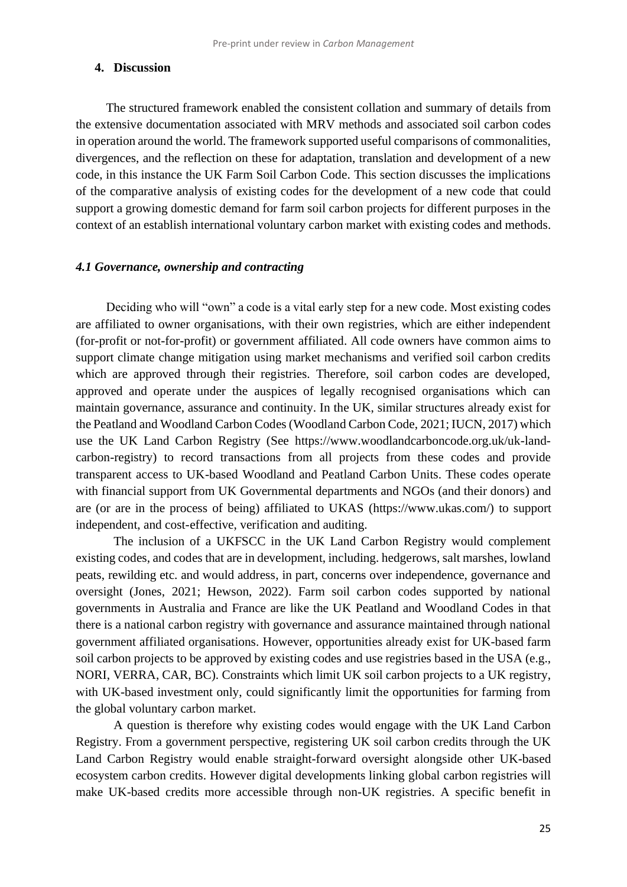## 4. Discussion

The structured framework enabled the consistent collation and summary of details from the extensive documentation associated with MRV methods and associated soil carbon codes in operation around the world. The framework supported useful comparisons of commonalities, divergences, and the reflection on these for adaptation, translation and development of a new code, in this instance the UK Farm Soil Carbon Code. This section discusses the implications of the comparative analysis of existing codes for the development of a new code that could support a growing domestic demand for farm soil carbon projects for different purposes in the context of an establish international voluntary carbon market with existing codes and methods.

### *4.1 Governance, ownership and contracting*

Deciding who will "own" a code is a vital early step for a new code. Most existing codes are affiliated to owner organisations, with their own registries, which are either independent (for-profit or not-for-profit) or government affiliated. All code owners have common aims to support climate change mitigation using market mechanisms and verified soil carbon credits which are approved through their registries. Therefore, soil carbon codes are developed, approved and operate under the auspices of legally recognised organisations which can maintain governance, assurance and continuity. In the UK, similar structures already exist for the Peatland and Woodland Carbon Codes (Woodland Carbon Code, 2021; IUCN, 2017) which use the UK Land Carbon Registry (See https://www.woodlandcarboncode.org.uk/uk-land-carbon-registry) to record transactions from all projects from these codes and provide transparent access to UK-based Woodland and Peatland Carbon Units. These codes operate with financial support from UK Governmental departments and NGOs (and their donors) and are (or are in the process of being) affiliated to UKAS (https://www.ukas.com/) to support independent, and cost-effective, verification and auditing.

The inclusion of a UKFSCC in the UK Land Carbon Registry would complement existing codes, and codes that are in development, including. hedgerows, salt marshes, lowland peats, rewilding etc. and would address, in part, concerns over independence, governance and oversight (Jones, 2021; Hewson, 2022). Farm soil carbon codes supported by national governments in Australia and France are like the UK Peatland and Woodland Codes in that there is a national carbon registry with governance and assurance maintained through national government affiliated organisations. However, opportunities already exist for UK-based farm soil carbon projects to be approved by existing codes and use registries based in the USA (e.g., NORI, VERRA, CAR, BC). Constraints which limit UK soil carbon projects to a UK registry, with UK-based investment only, could significantly limit the opportunities for farming from the global voluntary carbon market.

A question is therefore why existing codes would engage with the UK Land Carbon Registry. From a government perspective, registering UK soil carbon credits through the UK Land Carbon Registry would enable straight-forward oversight alongside other UK-based ecosystem carbon credits. However digital developments linking global carbon registries will make UK-based credits more accessible through non-UK registries. A specific benefit in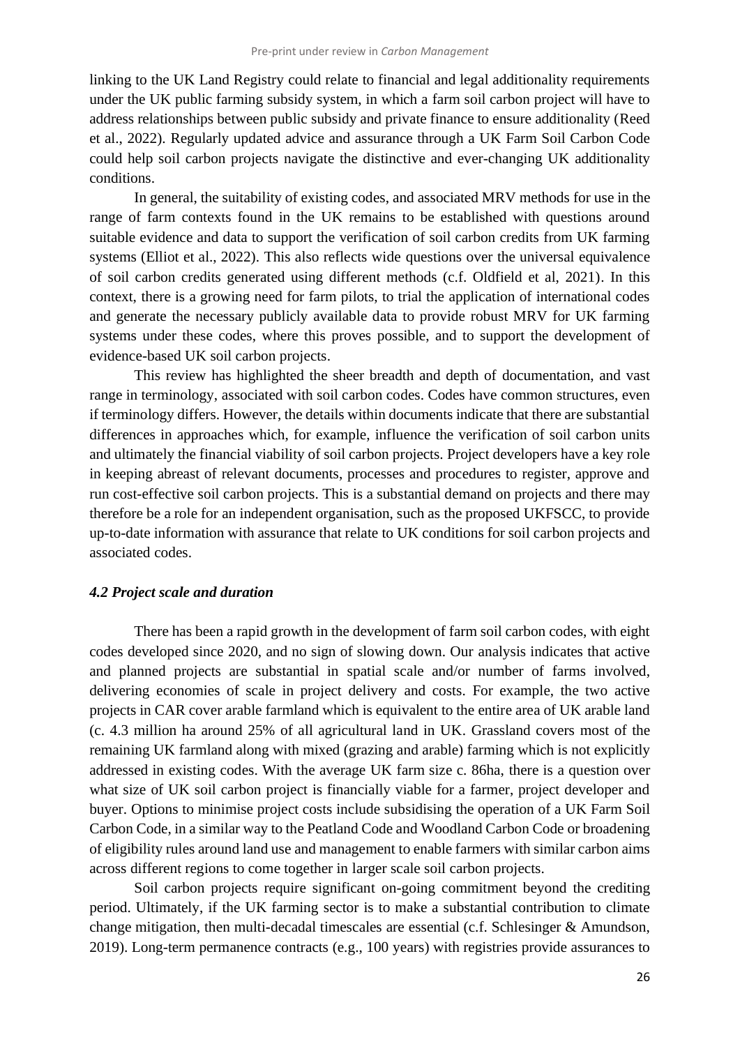linking to the UK Land Registry could relate to financial and legal additionality requirements under the UK public farming subsidy system, in which a farm soil carbon project will have to address relationships between public subsidy and private finance to ensure additionality (Reed et al., 2022). Regularly updated advice and assurance through a UK Farm Soil Carbon Code could help soil carbon projects navigate the distinctive and ever-changing UK additionality conditions.

In general, the suitability of existing codes, and associated MRV methods for use in the range of farm contexts found in the UK remains to be established with questions around suitable evidence and data to support the verification of soil carbon credits from UK farming systems (Elliot et al., 2022). This also reflects wide questions over the universal equivalence of soil carbon credits generated using different methods (c.f. Oldfield et al, 2021). In this context, there is a growing need for farm pilots, to trial the application of international codes and generate the necessary publicly available data to provide robust MRV for UK farming systems under these codes, where this proves possible, and to support the development of evidence-based UK soil carbon projects.

This review has highlighted the sheer breadth and depth of documentation, and vast range in terminology, associated with soil carbon codes. Codes have common structures, even if terminology differs. However, the details within documents indicate that there are substantial differences in approaches which, for example, influence the verification of soil carbon units and ultimately the financial viability of soil carbon projects. Project developers have a key role in keeping abreast of relevant documents, processes and procedures to register, approve and run cost-effective soil carbon projects. This is a substantial demand on projects and there may therefore be a role for an independent organisation, such as the proposed UKFSCC, to provide up-to-date information with assurance that relate to UK conditions for soil carbon projects and associated codes.

### *4.2 Project scale and duration*

There has been a rapid growth in the development of farm soil carbon codes, with eight codes developed since 2020, and no sign of slowing down. Our analysis indicates that active and planned projects are substantial in spatial scale and/or number of farms involved, delivering economies of scale in project delivery and costs. For example, the two active projects in CAR cover arable farmland which is equivalent to the entire area of UK arable land (c. 4.3 million ha around 25% of all agricultural land in UK. Grassland covers most of the remaining UK farmland along with mixed (grazing and arable) farming which is not explicitly addressed in existing codes. With the average UK farm size c. 86ha, there is a question over what size of UK soil carbon project is financially viable for a farmer, project developer and buyer. Options to minimise project costs include subsidising the operation of a UK Farm Soil Carbon Code, in a similar way to the Peatland Code and Woodland Carbon Code or broadening of eligibility rules around land use and management to enable farmers with similar carbon aims across different regions to come together in larger scale soil carbon projects.

Soil carbon projects require significant on-going commitment beyond the crediting period. Ultimately, if the UK farming sector is to make a substantial contribution to climate change mitigation, then multi-decadal timescales are essential (c.f. Schlesinger & Amundson, 2019). Long-term permanence contracts (e.g., 100 years) with registries provide assurances to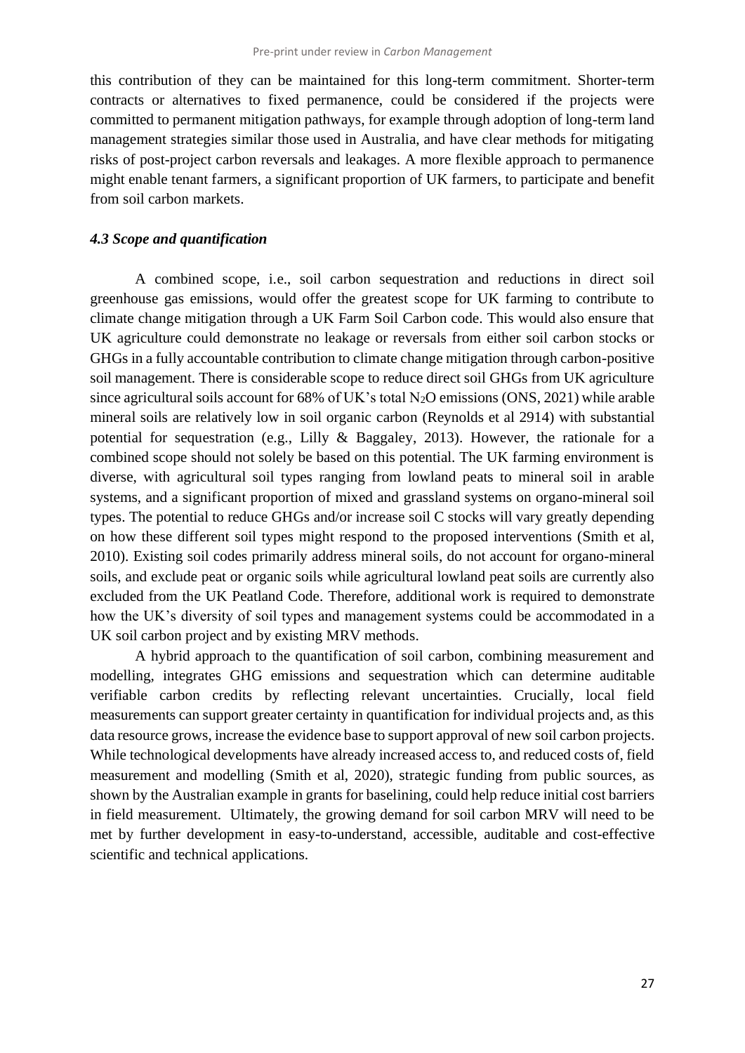this contribution of they can be maintained for this long-term commitment. Shorter-term contracts or alternatives to fixed permanence, could be considered if the projects were committed to permanent mitigation pathways, for example through adoption of long-term land management strategies similar those used in Australia, and have clear methods for mitigating risks of post-project carbon reversals and leakages. A more flexible approach to permanence might enable tenant farmers, a significant proportion of UK farmers, to participate and benefit from soil carbon markets.

### *4.3 Scope and quantification*

A combined scope, i.e., soil carbon sequestration and reductions in direct soil greenhouse gas emissions, would offer the greatest scope for UK farming to contribute to climate change mitigation through a UK Farm Soil Carbon code. This would also ensure that UK agriculture could demonstrate no leakage or reversals from either soil carbon stocks or GHGs in a fully accountable contribution to climate change mitigation through carbon-positive soil management. There is considerable scope to reduce direct soil GHGs from UK agriculture since agricultural soils account for 68% of UK's total $N_2O$ emissions (ONS, 2021) while arable mineral soils are relatively low in soil organic carbon (Reynolds et al 2914) with substantial potential for sequestration (e.g., Lilly & Baggaley, 2013). However, the rationale for a combined scope should not solely be based on this potential. The UK farming environment is diverse, with agricultural soil types ranging from lowland peats to mineral soil in arable systems, and a significant proportion of mixed and grassland systems on organo-mineral soil types. The potential to reduce GHGs and/or increase soil C stocks will vary greatly depending on how these different soil types might respond to the proposed interventions (Smith et al, 2010). Existing soil codes primarily address mineral soils, do not account for organo-mineral soils, and exclude peat or organic soils while agricultural lowland peat soils are currently also excluded from the UK Peatland Code. Therefore, additional work is required to demonstrate how the UK's diversity of soil types and management systems could be accommodated in a UK soil carbon project and by existing MRV methods.

A hybrid approach to the quantification of soil carbon, combining measurement and modelling, integrates GHG emissions and sequestration which can determine auditable verifiable carbon credits by reflecting relevant uncertainties. Crucially, local field measurements can support greater certainty in quantification for individual projects and, as this data resource grows, increase the evidence base to support approval of new soil carbon projects. While technological developments have already increased access to, and reduced costs of, field measurement and modelling (Smith et al, 2020), strategic funding from public sources, as shown by the Australian example in grants for baselining, could help reduce initial cost barriers in field measurement. Ultimately, the growing demand for soil carbon MRV will need to be met by further development in easy-to-understand, accessible, auditable and cost-effective scientific and technical applications.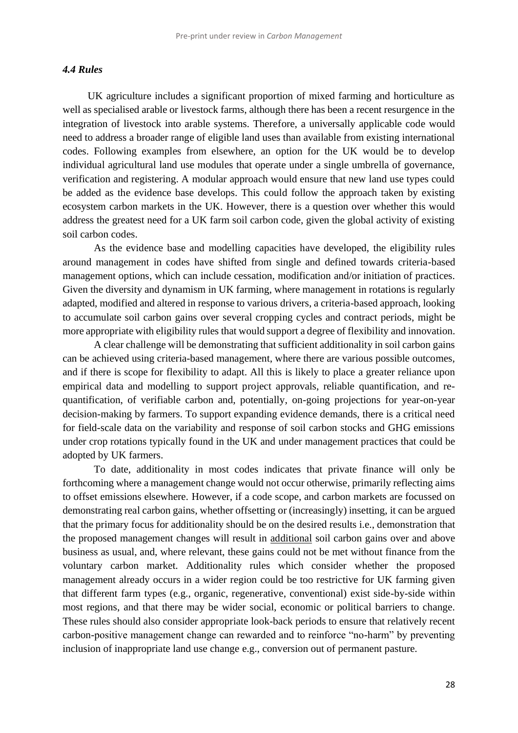### *4.4 Rules*

UK agriculture includes a significant proportion of mixed farming and horticulture as well as specialised arable or livestock farms, although there has been a recent resurgence in the integration of livestock into arable systems. Therefore, a universally applicable code would need to address a broader range of eligible land uses than available from existing international codes. Following examples from elsewhere, an option for the UK would be to develop individual agricultural land use modules that operate under a single umbrella of governance, verification and registering. A modular approach would ensure that new land use types could be added as the evidence base develops. This could follow the approach taken by existing ecosystem carbon markets in the UK. However, there is a question over whether this would address the greatest need for a UK farm soil carbon code, given the global activity of existing soil carbon codes.

As the evidence base and modelling capacities have developed, the eligibility rules around management in codes have shifted from single and defined towards criteria-based management options, which can include cessation, modification and/or initiation of practices. Given the diversity and dynamism in UK farming, where management in rotations is regularly adapted, modified and altered in response to various drivers, a criteria-based approach, looking to accumulate soil carbon gains over several cropping cycles and contract periods, might be more appropriate with eligibility rules that would support a degree of flexibility and innovation.

A clear challenge will be demonstrating that sufficient additionality in soil carbon gains can be achieved using criteria-based management, where there are various possible outcomes, and if there is scope for flexibility to adapt. All this is likely to place a greater reliance upon empirical data and modelling to support project approvals, reliable quantification, and re-quantification, of verifiable carbon and, potentially, on-going projections for year-on-year decision-making by farmers. To support expanding evidence demands, there is a critical need for field-scale data on the variability and response of soil carbon stocks and GHG emissions under crop rotations typically found in the UK and under management practices that could be adopted by UK farmers.

To date, additionality in most codes indicates that private finance will only be forthcoming where a management change would not occur otherwise, primarily reflecting aims to offset emissions elsewhere. However, if a code scope, and carbon markets are focussed on demonstrating real carbon gains, whether offsetting or (increasingly) insetting, it can be argued that the primary focus for additionality should be on the desired results i.e., demonstration that the proposed management changes will result in additional soil carbon gains over and above business as usual, and, where relevant, these gains could not be met without finance from the voluntary carbon market. Additionality rules which consider whether the proposed management already occurs in a wider region could be too restrictive for UK farming given that different farm types (e.g., organic, regenerative, conventional) exist side-by-side within most regions, and that there may be wider social, economic or political barriers to change. These rules should also consider appropriate look-back periods to ensure that relatively recent carbon-positive management change can rewarded and to reinforce "no-harm" by preventing inclusion of inappropriate land use change e.g., conversion out of permanent pasture.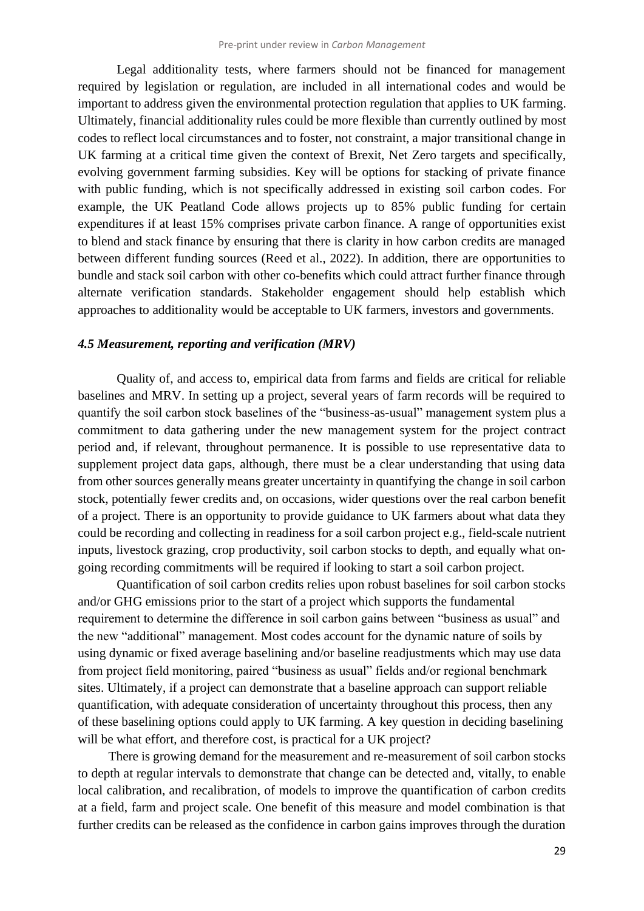Legal additionality tests, where farmers should not be financed for management required by legislation or regulation, are included in all international codes and would be important to address given the environmental protection regulation that applies to UK farming. Ultimately, financial additionality rules could be more flexible than currently outlined by most codes to reflect local circumstances and to foster, not constraint, a major transitional change in UK farming at a critical time given the context of Brexit, Net Zero targets and specifically, evolving government farming subsidies. Key will be options for stacking of private finance with public funding, which is not specifically addressed in existing soil carbon codes. For example, the UK Peatland Code allows projects up to 85% public funding for certain expenditures if at least 15% comprises private carbon finance. A range of opportunities exist to blend and stack finance by ensuring that there is clarity in how carbon credits are managed between different funding sources (Reed et al., 2022). In addition, there are opportunities to bundle and stack soil carbon with other co-benefits which could attract further finance through alternate verification standards. Stakeholder engagement should help establish which approaches to additionality would be acceptable to UK farmers, investors and governments.

### *4.5 Measurement, reporting and verification (MRV)*

Quality of, and access to, empirical data from farms and fields are critical for reliable baselines and MRV. In setting up a project, several years of farm records will be required to quantify the soil carbon stock baselines of the "business-as-usual" management system plus a commitment to data gathering under the new management system for the project contract period and, if relevant, throughout permanence. It is possible to use representative data to supplement project data gaps, although, there must be a clear understanding that using data from other sources generally means greater uncertainty in quantifying the change in soil carbon stock, potentially fewer credits and, on occasions, wider questions over the real carbon benefit of a project. There is an opportunity to provide guidance to UK farmers about what data they could be recording and collecting in readiness for a soil carbon project e.g., field-scale nutrient inputs, livestock grazing, crop productivity, soil carbon stocks to depth, and equally what on-going recording commitments will be required if looking to start a soil carbon project.

Quantification of soil carbon credits relies upon robust baselines for soil carbon stocks and/or GHG emissions prior to the start of a project which supports the fundamental requirement to determine the difference in soil carbon gains between "business as usual" and the new "additional" management. Most codes account for the dynamic nature of soils by using dynamic or fixed average baselining and/or baseline readjustments which may use data from project field monitoring, paired "business as usual" fields and/or regional benchmark sites. Ultimately, if a project can demonstrate that a baseline approach can support reliable quantification, with adequate consideration of uncertainty throughout this process, then any of these baselining options could apply to UK farming. A key question in deciding baselining will be what effort, and therefore cost, is practical for a UK project?

There is growing demand for the measurement and re-measurement of soil carbon stocks to depth at regular intervals to demonstrate that change can be detected and, vitally, to enable local calibration, and recalibration, of models to improve the quantification of carbon credits at a field, farm and project scale. One benefit of this measure and model combination is that further credits can be released as the confidence in carbon gains improves through the duration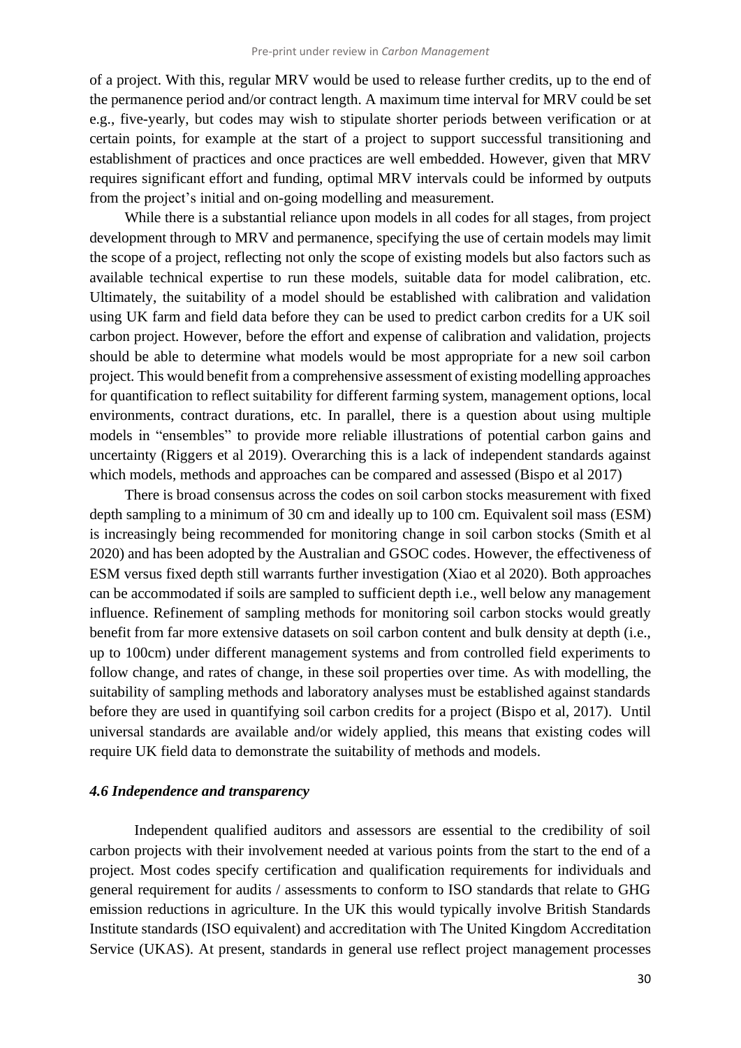of a project. With this, regular MRV would be used to release further credits, up to the end of the permanence period and/or contract length. A maximum time interval for MRV could be set e.g., five-yearly, but codes may wish to stipulate shorter periods between verification or at certain points, for example at the start of a project to support successful transitioning and establishment of practices and once practices are well embedded. However, given that MRV requires significant effort and funding, optimal MRV intervals could be informed by outputs from the project's initial and on-going modelling and measurement.

While there is a substantial reliance upon models in all codes for all stages, from project development through to MRV and permanence, specifying the use of certain models may limit the scope of a project, reflecting not only the scope of existing models but also factors such as available technical expertise to run these models, suitable data for model calibration, etc. Ultimately, the suitability of a model should be established with calibration and validation using UK farm and field data before they can be used to predict carbon credits for a UK soil carbon project. However, before the effort and expense of calibration and validation, projects should be able to determine what models would be most appropriate for a new soil carbon project. This would benefit from a comprehensive assessment of existing modelling approaches for quantification to reflect suitability for different farming system, management options, local environments, contract durations, etc. In parallel, there is a question about using multiple models in "ensembles" to provide more reliable illustrations of potential carbon gains and uncertainty (Riggers et al 2019). Overarching this is a lack of independent standards against which models, methods and approaches can be compared and assessed (Bispo et al 2017)

There is broad consensus across the codes on soil carbon stocks measurement with fixed depth sampling to a minimum of 30 cm and ideally up to 100 cm. Equivalent soil mass (ESM) is increasingly being recommended for monitoring change in soil carbon stocks (Smith et al 2020) and has been adopted by the Australian and GSOC codes. However, the effectiveness of ESM versus fixed depth still warrants further investigation (Xiao et al 2020). Both approaches can be accommodated if soils are sampled to sufficient depth i.e., well below any management influence. Refinement of sampling methods for monitoring soil carbon stocks would greatly benefit from far more extensive datasets on soil carbon content and bulk density at depth (i.e., up to 100cm) under different management systems and from controlled field experiments to follow change, and rates of change, in these soil properties over time. As with modelling, the suitability of sampling methods and laboratory analyses must be established against standards before they are used in quantifying soil carbon credits for a project (Bispo et al, 2017). Until universal standards are available and/or widely applied, this means that existing codes will require UK field data to demonstrate the suitability of methods and models.

### *4.6 Independence and transparency*

Independent qualified auditors and assessors are essential to the credibility of soil carbon projects with their involvement needed at various points from the start to the end of a project. Most codes specify certification and qualification requirements for individuals and general requirement for audits / assessments to conform to ISO standards that relate to GHG emission reductions in agriculture. In the UK this would typically involve British Standards Institute standards (ISO equivalent) and accreditation with The United Kingdom Accreditation Service (UKAS). At present, standards in general use reflect project management processes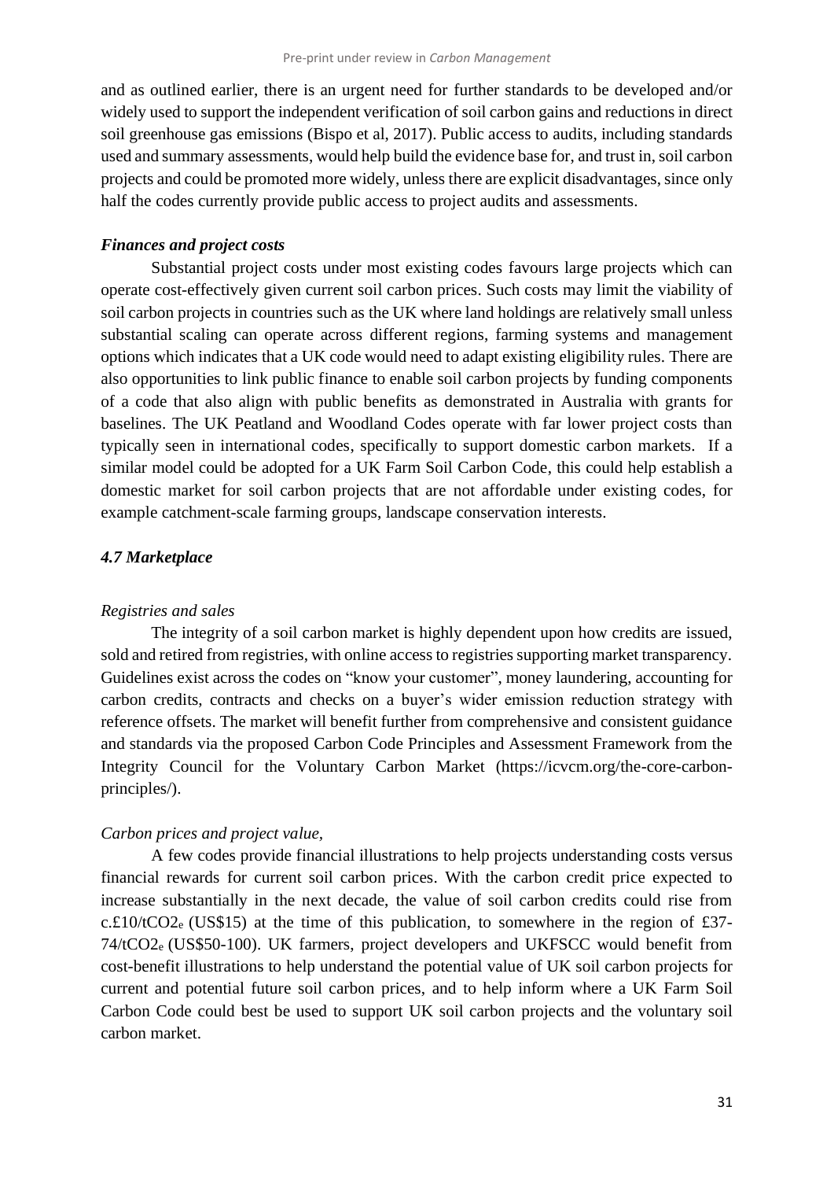and as outlined earlier, there is an urgent need for further standards to be developed and/or widely used to support the independent verification of soil carbon gains and reductions in direct soil greenhouse gas emissions (Bispo et al, 2017). Public access to audits, including standards used and summary assessments, would help build the evidence base for, and trust in, soil carbon projects and could be promoted more widely, unless there are explicit disadvantages, since only half the codes currently provide public access to project audits and assessments.

***Finances and project costs***

Substantial project costs under most existing codes favours large projects which can operate cost-effectively given current soil carbon prices. Such costs may limit the viability of soil carbon projects in countries such as the UK where land holdings are relatively small unless substantial scaling can operate across different regions, farming systems and management options which indicates that a UK code would need to adapt existing eligibility rules. There are also opportunities to link public finance to enable soil carbon projects by funding components of a code that also align with public benefits as demonstrated in Australia with grants for baselines. The UK Peatland and Woodland Codes operate with far lower project costs than typically seen in international codes, specifically to support domestic carbon markets. If a similar model could be adopted for a UK Farm Soil Carbon Code, this could help establish a domestic market for soil carbon projects that are not affordable under existing codes, for example catchment-scale farming groups, landscape conservation interests.

### *4.7 Marketplace*

*Registries and sales*

The integrity of a soil carbon market is highly dependent upon how credits are issued, sold and retired from registries, with online access to registries supporting market transparency. Guidelines exist across the codes on "know your customer", money laundering, accounting for carbon credits, contracts and checks on a buyer's wider emission reduction strategy with reference offsets. The market will benefit further from comprehensive and consistent guidance and standards via the proposed Carbon Code Principles and Assessment Framework from the Integrity Council for the Voluntary Carbon Market (https://icvcm.org/the-core-carbon-principles/).

*Carbon prices and project value,*

A few codes provide financial illustrations to help projects understanding costs versus financial rewards for current soil carbon prices. With the carbon credit price expected to increase substantially in the next decade, the value of soil carbon credits could rise from c.£10/$tCO2_e$ (US$15) at the time of this publication, to somewhere in the region of £37-74/$tCO2_e$ (US$50-100). UK farmers, project developers and UKFSCC would benefit from cost-benefit illustrations to help understand the potential value of UK soil carbon projects for current and potential future soil carbon prices, and to help inform where a UK Farm Soil Carbon Code could best be used to support UK soil carbon projects and the voluntary soil carbon market.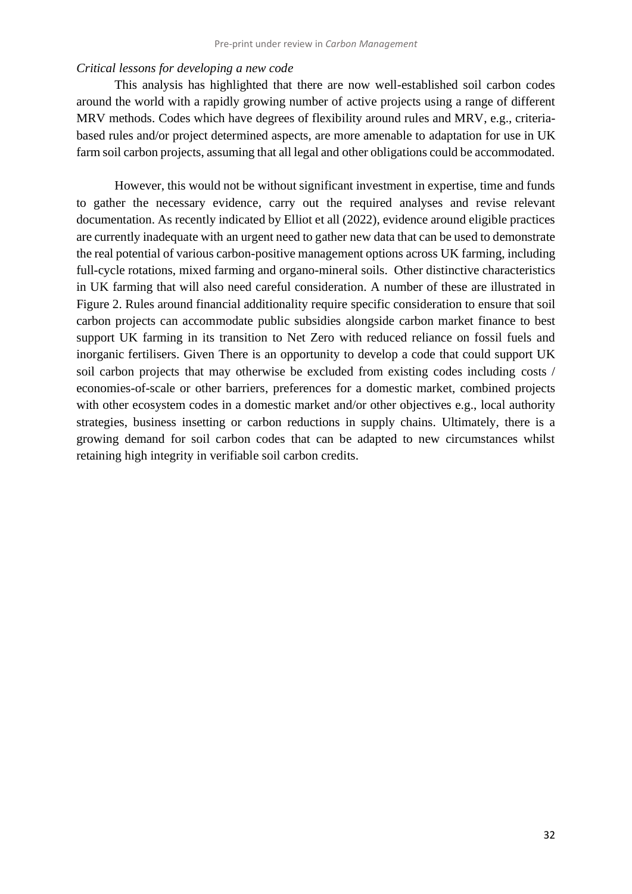*Critical lessons for developing a new code*

This analysis has highlighted that there are now well-established soil carbon codes around the world with a rapidly growing number of active projects using a range of different MRV methods. Codes which have degrees of flexibility around rules and MRV, e.g., criteria-based rules and/or project determined aspects, are more amenable to adaptation for use in UK farm soil carbon projects, assuming that all legal and other obligations could be accommodated.

However, this would not be without significant investment in expertise, time and funds to gather the necessary evidence, carry out the required analyses and revise relevant documentation. As recently indicated by Elliot et all (2022), evidence around eligible practices are currently inadequate with an urgent need to gather new data that can be used to demonstrate the real potential of various carbon-positive management options across UK farming, including full-cycle rotations, mixed farming and organo-mineral soils. Other distinctive characteristics in UK farming that will also need careful consideration. A number of these are illustrated in Figure 2. Rules around financial additionality require specific consideration to ensure that soil carbon projects can accommodate public subsidies alongside carbon market finance to best support UK farming in its transition to Net Zero with reduced reliance on fossil fuels and inorganic fertilisers. Given There is an opportunity to develop a code that could support UK soil carbon projects that may otherwise be excluded from existing codes including costs / economies-of-scale or other barriers, preferences for a domestic market, combined projects with other ecosystem codes in a domestic market and/or other objectives e.g., local authority strategies, business insetting or carbon reductions in supply chains. Ultimately, there is a growing demand for soil carbon codes that can be adapted to new circumstances whilst retaining high integrity in verifiable soil carbon credits.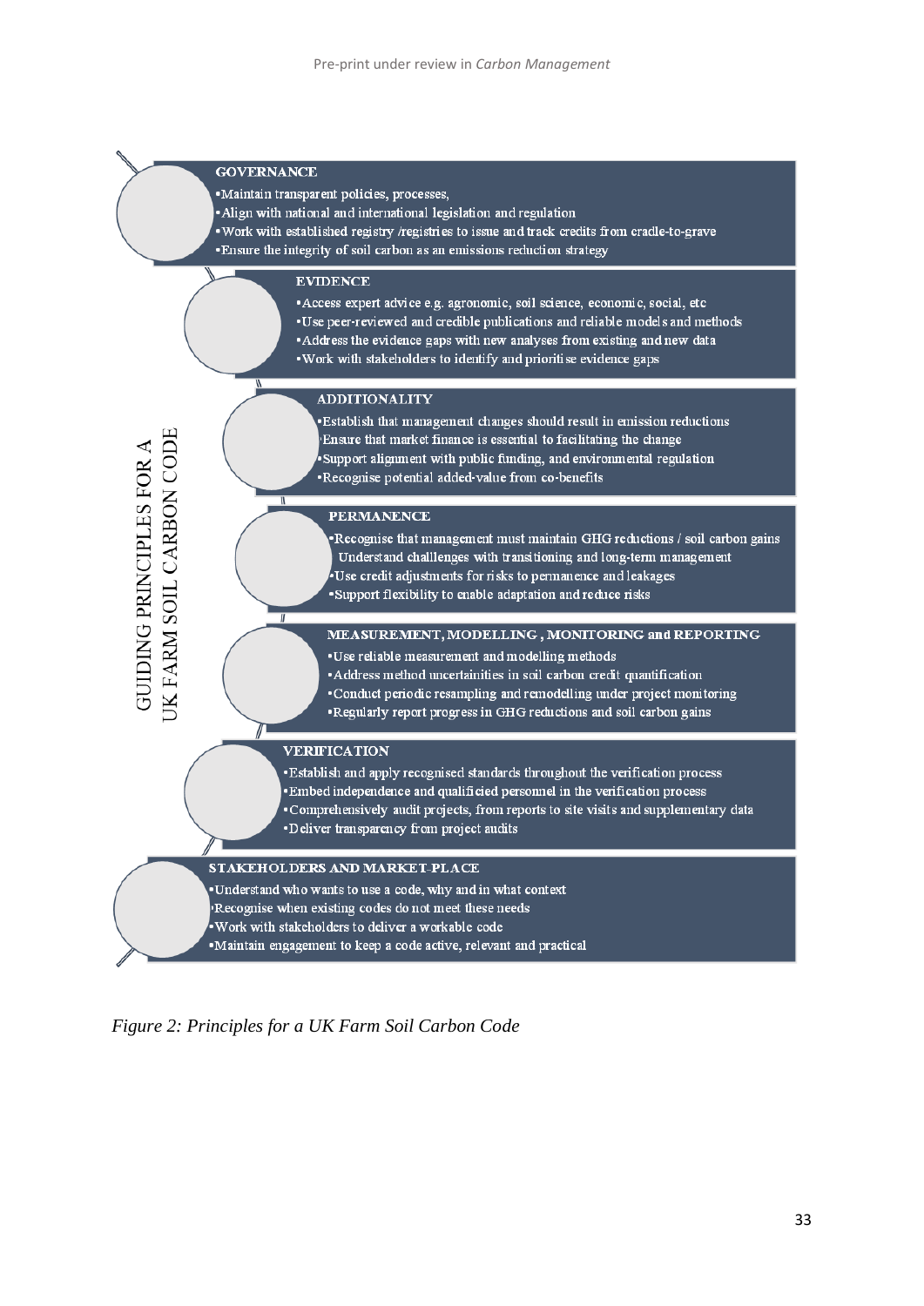GUIDING PRINCIPLES FOR A UK FARM SOIL CARBON CODE

**GOVERNANCE**

- Maintain transparent policies, processes,
- Align with national and international legislation and regulation
- Work with established registry /registries to issue and track credits from cradle-to-grave
- Ensure the integrity of soil carbon as an emissions reduction strategy

**EVIDENCE**

- Access expert advice e.g. agronomic, soil science, economic, social, etc
- Use peer-reviewed and credible publications and reliable models and methods
- Address the evidence gaps with new analyses from existing and new data
- Work with stakeholders to identify and prioritise evidence gaps

**ADDITIONALITY**

- Establish that management changes should result in emission reductions
- Ensure that market finance is essential to facilitating the change
- Support alignment with public funding, and environmental regulation
- Recognise potential added-value from co-benefits

**PERMANENCE**

- Recognise that management must maintain GHG reductions / soil carbon gains Understand challlenges with transitioning and long-term management
- Use credit adjustments for risks to permanence and leakages
- Support flexibility to enable adaptation and reduce risks

**MEASUREMENT, MODELLING, MONITORING and REPORTING**

- Use reliable measurement and modelling methods
- Address method uncertainities in soil carbon credit quantification
- Conduct periodic resampling and remodelling under project monitoring
- Regularly report progress in GHG reductions and soil carbon gains

**VERIFICATION**

- Establish and apply recognised standards throughout the verification process
- Embed independence and qualificied personnel in the verification process
- Comprehensively audit projects, from reports to site visits and supplementary data
- Deliver transparency from project audits

**STAKEHOLDERS AND MARKET-PLACE**

- Understand who wants to use a code, why and in what context
- Recognise when existing codes do not meet these needs
- Work with stakeholders to deliver a workable code
- Maintain engagement to keep a code active, relevant and practical

*Figure 2: Principles for a UK Farm Soil Carbon Code*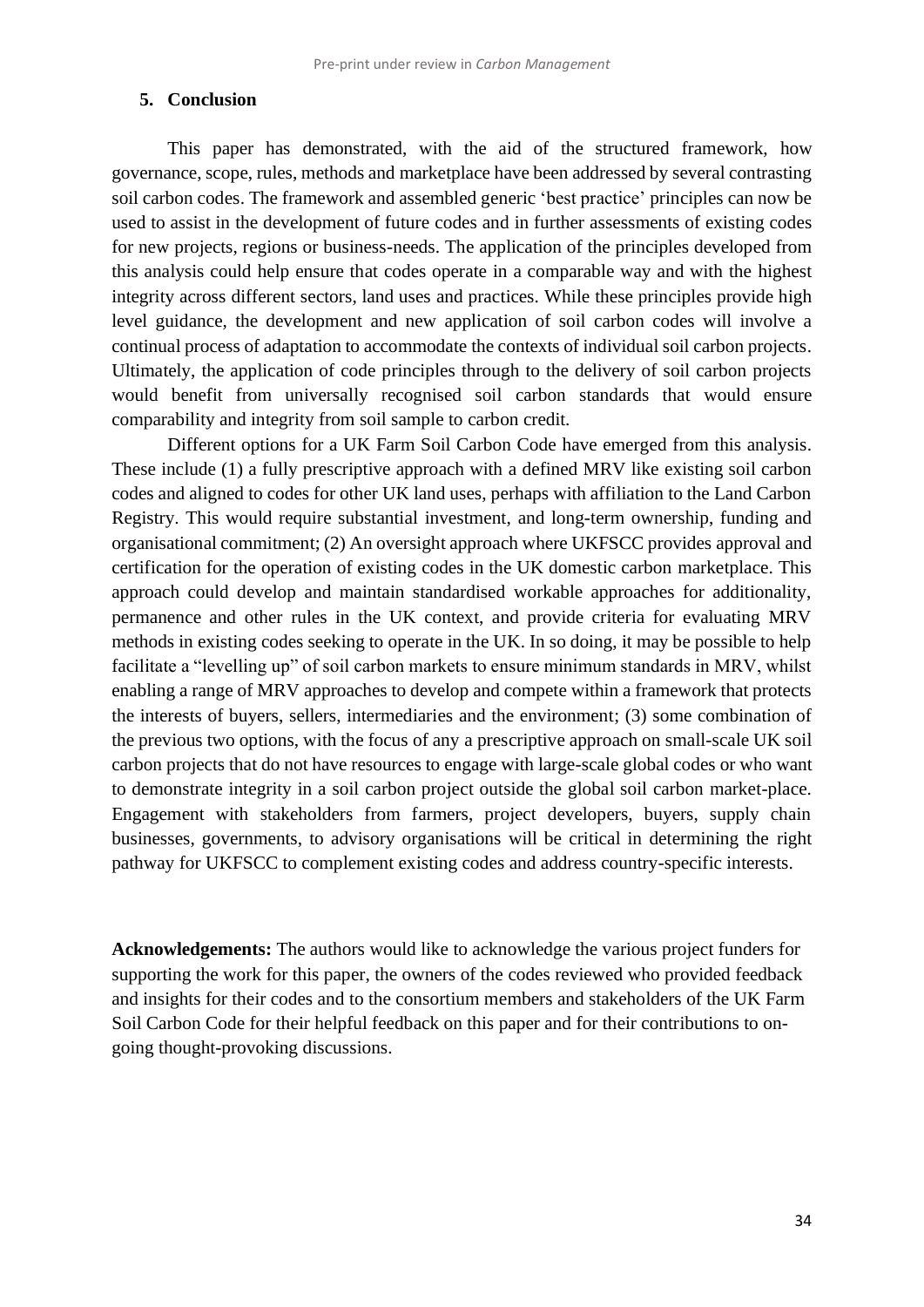## 5. Conclusion

This paper has demonstrated, with the aid of the structured framework, how governance, scope, rules, methods and marketplace have been addressed by several contrasting soil carbon codes. The framework and assembled generic 'best practice' principles can now be used to assist in the development of future codes and in further assessments of existing codes for new projects, regions or business-needs. The application of the principles developed from this analysis could help ensure that codes operate in a comparable way and with the highest integrity across different sectors, land uses and practices. While these principles provide high level guidance, the development and new application of soil carbon codes will involve a continual process of adaptation to accommodate the contexts of individual soil carbon projects. Ultimately, the application of code principles through to the delivery of soil carbon projects would benefit from universally recognised soil carbon standards that would ensure comparability and integrity from soil sample to carbon credit.

Different options for a UK Farm Soil Carbon Code have emerged from this analysis. These include (1) a fully prescriptive approach with a defined MRV like existing soil carbon codes and aligned to codes for other UK land uses, perhaps with affiliation to the Land Carbon Registry. This would require substantial investment, and long-term ownership, funding and organisational commitment; (2) An oversight approach where UKFSCC provides approval and certification for the operation of existing codes in the UK domestic carbon marketplace. This approach could develop and maintain standardised workable approaches for additionality, permanence and other rules in the UK context, and provide criteria for evaluating MRV methods in existing codes seeking to operate in the UK. In so doing, it may be possible to help facilitate a "levelling up" of soil carbon markets to ensure minimum standards in MRV, whilst enabling a range of MRV approaches to develop and compete within a framework that protects the interests of buyers, sellers, intermediaries and the environment; (3) some combination of the previous two options, with the focus of any a prescriptive approach on small-scale UK soil carbon projects that do not have resources to engage with large-scale global codes or who want to demonstrate integrity in a soil carbon project outside the global soil carbon market-place. Engagement with stakeholders from farmers, project developers, buyers, supply chain businesses, governments, to advisory organisations will be critical in determining the right pathway for UKFSCC to complement existing codes and address country-specific interests.

**Acknowledgements:** The authors would like to acknowledge the various project funders for supporting the work for this paper, the owners of the codes reviewed who provided feedback and insights for their codes and to the consortium members and stakeholders of the UK Farm Soil Carbon Code for their helpful feedback on this paper and for their contributions to on-going thought-provoking discussions.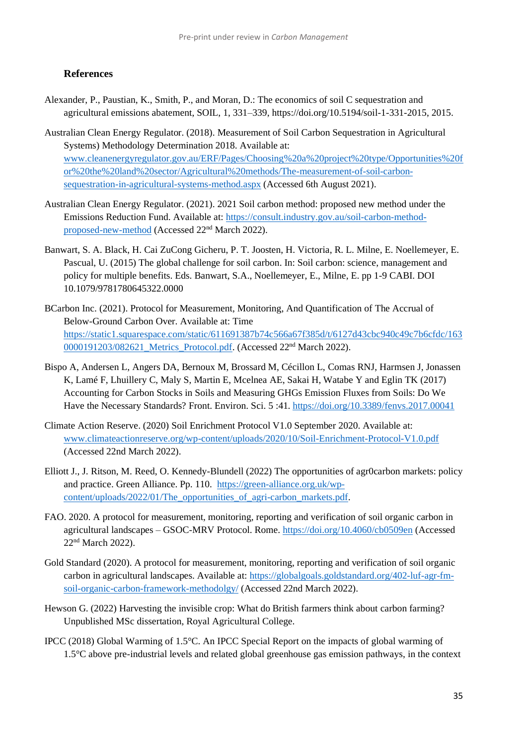## References

Alexander, P., Paustian, K., Smith, P., and Moran, D.: The economics of soil C sequestration and agricultural emissions abatement, SOIL, 1, 331–339, https://doi.org/10.5194/soil-1-331-2015, 2015.

Australian Clean Energy Regulator. (2018). Measurement of Soil Carbon Sequestration in Agricultural Systems) Methodology Determination 2018. Available at: www.cleanenergyregulator.gov.au/ERF/Pages/Choosing%20a%20project%20type/Opportunities%20for%20the%20land%20sector/Agricultural%20methods/The-measurement-of-soil-carbon-sequestration-in-agricultural-systems-method.aspx (Accessed 6th August 2021).

Australian Clean Energy Regulator. (2021). 2021 Soil carbon method: proposed new method under the Emissions Reduction Fund. Available at: https://consult.industry.gov.au/soil-carbon-method-proposed-new-method (Accessed 22nd March 2022).

Banwart, S. A. Black, H. Cai ZuCong Gicheru, P. T. Joosten, H. Victoria, R. L. Milne, E. Noellemeyer, E. Pascual, U. (2015) The global challenge for soil carbon. In: Soil carbon: science, management and policy for multiple benefits. Eds. Banwart, S.A., Noellemeyer, E., Milne, E. pp 1-9 CABI. DOI 10.1079/9781780645322.0000

BCarbon Inc. (2021). Protocol for Measurement, Monitoring, And Quantification of The Accrual of Below-Ground Carbon Over. Available at: Time https://static1.squarespace.com/static/611691387b74c566a67f385d/t/6127d43cbc940c49c7b6cfdc/1630000191203/082621_Metrics_Protocol.pdf. (Accessed 22nd March 2022).

Bispo A, Andersen L, Angers DA, Bernoux M, Brossard M, Cécillon L, Comas RNJ, Harmsen J, Jonassen K, Lamé F, Lhuillery C, Maly S, Martin E, Mcelnea AE, Sakai H, Watabe Y and Eglin TK (2017) Accounting for Carbon Stocks in Soils and Measuring GHGs Emission Fluxes from Soils: Do We Have the Necessary Standards? Front. Environ. Sci. 5 :41. https://doi.org/10.3389/fenvs.2017.00041

Climate Action Reserve. (2020) Soil Enrichment Protocol V1.0 September 2020. Available at: www.climateactionreserve.org/wp-content/uploads/2020/10/Soil-Enrichment-Protocol-V1.0.pdf (Accessed 22nd March 2022).

Elliott J., J. Ritson, M. Reed, O. Kennedy-Blundell (2022) The opportunities of agr0carbon markets: policy and practice. Green Alliance. Pp. 110. https://green-alliance.org.uk/wp-content/uploads/2022/01/The_opportunities_of_agri-carbon_markets.pdf.

FAO. 2020. A protocol for measurement, monitoring, reporting and verification of soil organic carbon in agricultural landscapes – GSOC-MRV Protocol. Rome. https://doi.org/10.4060/cb0509en (Accessed 22nd March 2022).

Gold Standard (2020). A protocol for measurement, monitoring, reporting and verification of soil organic carbon in agricultural landscapes. Available at: https://globalgoals.goldstandard.org/402-luf-agr-fm-soil-organic-carbon-framework-methodolgy/ (Accessed 22nd March 2022).

Hewson G. (2022) Harvesting the invisible crop: What do British farmers think about carbon farming? Unpublished MSc dissertation, Royal Agricultural College.

IPCC (2018) Global Warming of 1.5°C. An IPCC Special Report on the impacts of global warming of 1.5°C above pre-industrial levels and related global greenhouse gas emission pathways, in the context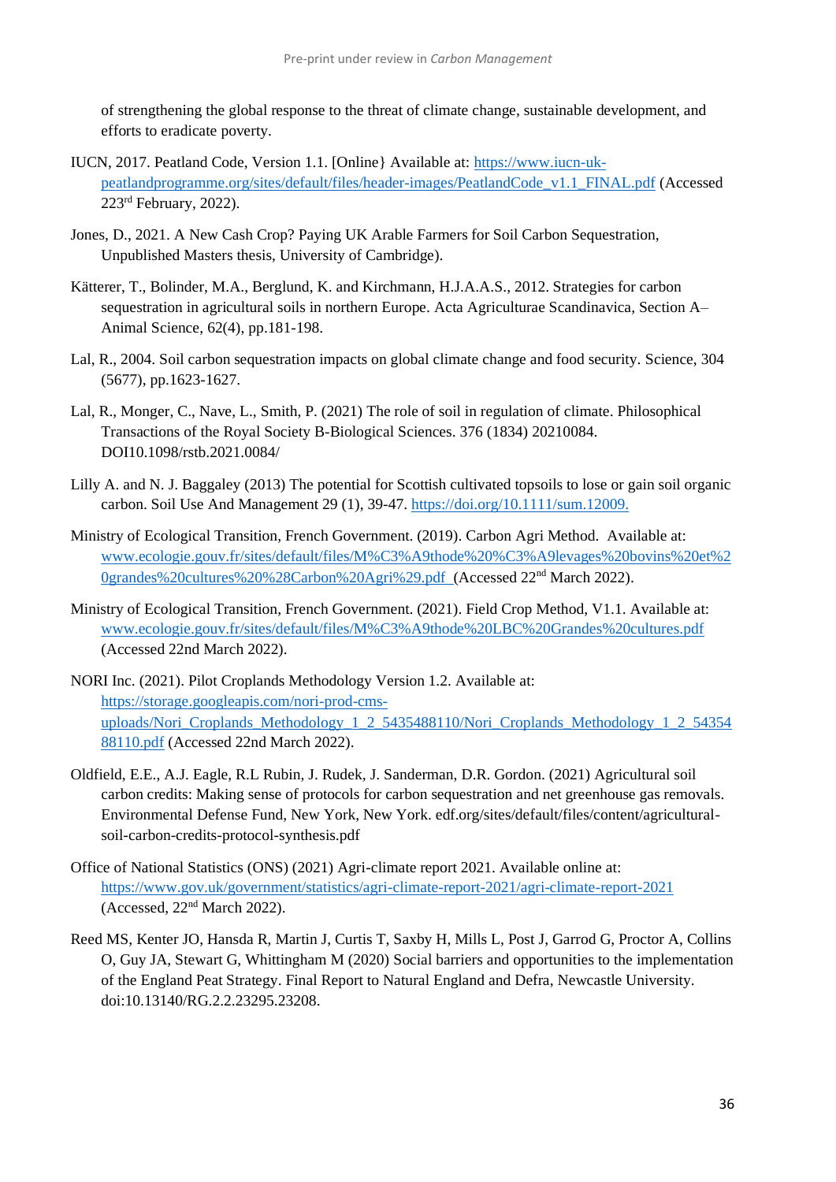of strengthening the global response to the threat of climate change, sustainable development, and efforts to eradicate poverty.

IUCN, 2017. Peatland Code, Version 1.1. [Online} Available at: https://www.iucn-uk-peatlandprogramme.org/sites/default/files/header-images/PeatlandCode_v1.1_FINAL.pdf (Accessed 223rd February, 2022).

Jones, D., 2021. A New Cash Crop? Paying UK Arable Farmers for Soil Carbon Sequestration, Unpublished Masters thesis, University of Cambridge).

Kätterer, T., Bolinder, M.A., Berglund, K. and Kirchmann, H.J.A.A.S., 2012. Strategies for carbon sequestration in agricultural soils in northern Europe. Acta Agriculturae Scandinavica, Section A–Animal Science, 62(4), pp.181-198.

Lal, R., 2004. Soil carbon sequestration impacts on global climate change and food security. Science, 304 (5677), pp.1623-1627.

Lal, R., Monger, C., Nave, L., Smith, P. (2021) The role of soil in regulation of climate. Philosophical Transactions of the Royal Society B-Biological Sciences. 376 (1834) 20210084. DOI10.1098/rstb.2021.0084/

Lilly A. and N. J. Baggaley (2013) The potential for Scottish cultivated topsoils to lose or gain soil organic carbon. Soil Use And Management 29 (1), 39-47. https://doi.org/10.1111/sum.12009.

Ministry of Ecological Transition, French Government. (2019). Carbon Agri Method. Available at: www.ecologie.gouv.fr/sites/default/files/M%C3%A9thode%20%C3%A9levages%20bovins%20et%20grandes%20cultures%20%28Carbon%20Agri%29.pdf (Accessed 22nd March 2022).

Ministry of Ecological Transition, French Government. (2021). Field Crop Method, V1.1. Available at: www.ecologie.gouv.fr/sites/default/files/M%C3%A9thode%20LBC%20Grandes%20cultures.pdf (Accessed 22nd March 2022).

NORI Inc. (2021). Pilot Croplands Methodology Version 1.2. Available at: https://storage.googleapis.com/nori-prod-cms-uploads/Nori_Croplands_Methodology_1_2_5435488110/Nori_Croplands_Methodology_1_2_5435488110.pdf (Accessed 22nd March 2022).

Oldfield, E.E., A.J. Eagle, R.L Rubin, J. Rudek, J. Sanderman, D.R. Gordon. (2021) Agricultural soil carbon credits: Making sense of protocols for carbon sequestration and net greenhouse gas removals. Environmental Defense Fund, New York, New York. edf.org/sites/default/files/content/agricultural-soil-carbon-credits-protocol-synthesis.pdf

Office of National Statistics (ONS) (2021) Agri-climate report 2021. Available online at: https://www.gov.uk/government/statistics/agri-climate-report-2021/agri-climate-report-2021 (Accessed, 22nd March 2022).

Reed MS, Kenter JO, Hansda R, Martin J, Curtis T, Saxby H, Mills L, Post J, Garrod G, Proctor A, Collins O, Guy JA, Stewart G, Whittingham M (2020) Social barriers and opportunities to the implementation of the England Peat Strategy. Final Report to Natural England and Defra, Newcastle University. doi:10.13140/RG.2.2.23295.23208.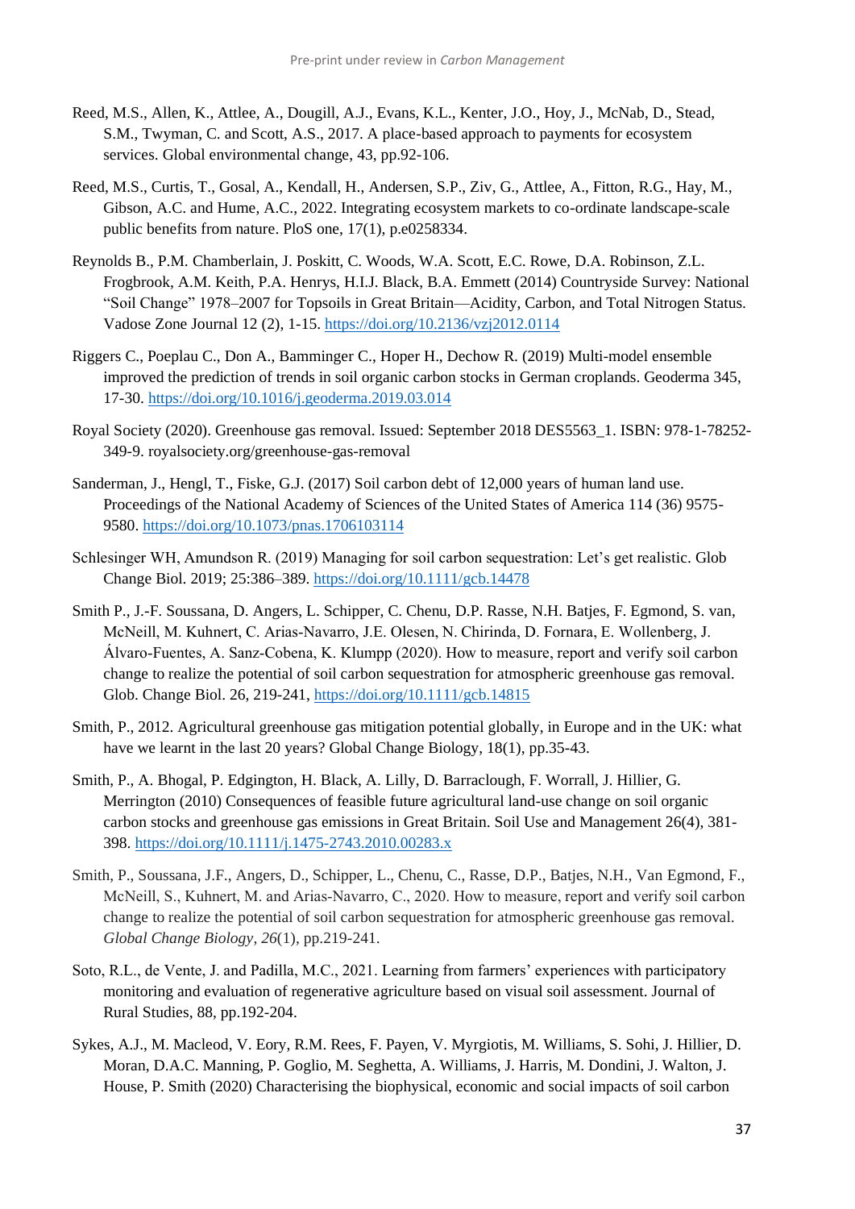Reed, M.S., Allen, K., Attlee, A., Dougill, A.J., Evans, K.L., Kenter, J.O., Hoy, J., McNab, D., Stead, S.M., Twyman, C. and Scott, A.S., 2017. A place-based approach to payments for ecosystem services. Global environmental change, 43, pp.92-106.

Reed, M.S., Curtis, T., Gosal, A., Kendall, H., Andersen, S.P., Ziv, G., Attlee, A., Fitton, R.G., Hay, M., Gibson, A.C. and Hume, A.C., 2022. Integrating ecosystem markets to co-ordinate landscape-scale public benefits from nature. PloS one, 17(1), p.e0258334.

Reynolds B., P.M. Chamberlain, J. Poskitt, C. Woods, W.A. Scott, E.C. Rowe, D.A. Robinson, Z.L. Frogbrook, A.M. Keith, P.A. Henrys, H.I.J. Black, B.A. Emmett (2014) Countryside Survey: National "Soil Change" 1978–2007 for Topsoils in Great Britain—Acidity, Carbon, and Total Nitrogen Status. Vadose Zone Journal 12 (2), 1-15. https://doi.org/10.2136/vzj2012.0114

Riggers C., Poeplau C., Don A., Bamminger C., Hoper H., Dechow R. (2019) Multi-model ensemble improved the prediction of trends in soil organic carbon stocks in German croplands. Geoderma 345, 17-30. https://doi.org/10.1016/j.geoderma.2019.03.014

Royal Society (2020). Greenhouse gas removal. Issued: September 2018 DES5563_1. ISBN: 978-1-78252-349-9. royalsociety.org/greenhouse-gas-removal

Sanderman, J., Hengl, T., Fiske, G.J. (2017) Soil carbon debt of 12,000 years of human land use. Proceedings of the National Academy of Sciences of the United States of America 114 (36) 9575-9580. https://doi.org/10.1073/pnas.1706103114

Schlesinger WH, Amundson R. (2019) Managing for soil carbon sequestration: Let's get realistic. Glob Change Biol. 2019; 25:386–389. https://doi.org/10.1111/gcb.14478

Smith P., J.-F. Soussana, D. Angers, L. Schipper, C. Chenu, D.P. Rasse, N.H. Batjes, F. Egmond, S. van, McNeill, M. Kuhnert, C. Arias-Navarro, J.E. Olesen, N. Chirinda, D. Fornara, E. Wollenberg, J. Álvaro-Fuentes, A. Sanz-Cobena, K. Klumpp (2020). How to measure, report and verify soil carbon change to realize the potential of soil carbon sequestration for atmospheric greenhouse gas removal. Glob. Change Biol. 26, 219-241, https://doi.org/10.1111/gcb.14815

Smith, P., 2012. Agricultural greenhouse gas mitigation potential globally, in Europe and in the UK: what have we learnt in the last 20 years? Global Change Biology, 18(1), pp.35-43.

Smith, P., A. Bhogal, P. Edgington, H. Black, A. Lilly, D. Barraclough, F. Worrall, J. Hillier, G. Merrington (2010) Consequences of feasible future agricultural land-use change on soil organic carbon stocks and greenhouse gas emissions in Great Britain. Soil Use and Management 26(4), 381-398. https://doi.org/10.1111/j.1475-2743.2010.00283.x

Smith, P., Soussana, J.F., Angers, D., Schipper, L., Chenu, C., Rasse, D.P., Batjes, N.H., Van Egmond, F., McNeill, S., Kuhnert, M. and Arias-Navarro, C., 2020. How to measure, report and verify soil carbon change to realize the potential of soil carbon sequestration for atmospheric greenhouse gas removal. *Global Change Biology*, *26*(1), pp.219-241.

Soto, R.L., de Vente, J. and Padilla, M.C., 2021. Learning from farmers' experiences with participatory monitoring and evaluation of regenerative agriculture based on visual soil assessment. Journal of Rural Studies, 88, pp.192-204.

Sykes, A.J., M. Macleod, V. Eory, R.M. Rees, F. Payen, V. Myrgiotis, M. Williams, S. Sohi, J. Hillier, D. Moran, D.A.C. Manning, P. Goglio, M. Seghetta, A. Williams, J. Harris, M. Dondini, J. Walton, J. House, P. Smith (2020) Characterising the biophysical, economic and social impacts of soil carbon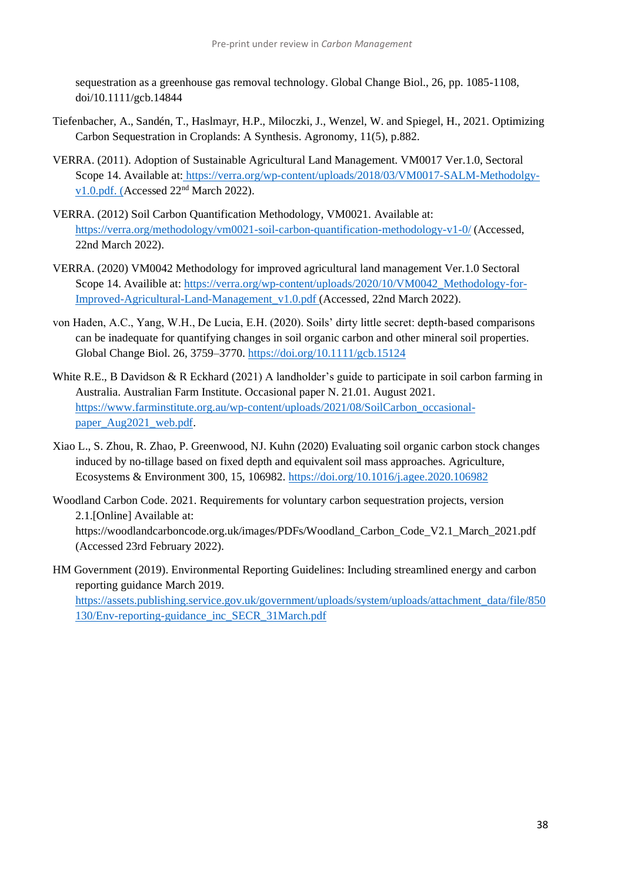sequestration as a greenhouse gas removal technology. Global Change Biol., 26, pp. 1085-1108, doi/10.1111/gcb.14844

Tiefenbacher, A., Sandén, T., Haslmayr, H.P., Miloczki, J., Wenzel, W. and Spiegel, H., 2021. Optimizing Carbon Sequestration in Croplands: A Synthesis. Agronomy, 11(5), p.882.

VERRA. (2011). Adoption of Sustainable Agricultural Land Management. VM0017 Ver.1.0, Sectoral Scope 14. Available at: https://verra.org/wp-content/uploads/2018/03/VM0017-SALM-Methodolgy-v1.0.pdf. (Accessed 22nd March 2022).

VERRA. (2012) Soil Carbon Quantification Methodology, VM0021. Available at: https://verra.org/methodology/vm0021-soil-carbon-quantification-methodology-v1-0/ (Accessed, 22nd March 2022).

VERRA. (2020) VM0042 Methodology for improved agricultural land management Ver.1.0 Sectoral Scope 14. Availible at: https://verra.org/wp-content/uploads/2020/10/VM0042_Methodology-for-Improved-Agricultural-Land-Management_v1.0.pdf (Accessed, 22nd March 2022).

von Haden, A.C., Yang, W.H., De Lucia, E.H. (2020). Soils' dirty little secret: depth-based comparisons can be inadequate for quantifying changes in soil organic carbon and other mineral soil properties. Global Change Biol. 26, 3759–3770. https://doi.org/10.1111/gcb.15124

White R.E., B Davidson & R Eckhard (2021) A landholder's guide to participate in soil carbon farming in Australia. Australian Farm Institute. Occasional paper N. 21.01. August 2021. https://www.farminstitute.org.au/wp-content/uploads/2021/08/SoilCarbon_occasional-paper_Aug2021_web.pdf.

Xiao L., S. Zhou, R. Zhao, P. Greenwood, NJ. Kuhn (2020) Evaluating soil organic carbon stock changes induced by no-tillage based on fixed depth and equivalent soil mass approaches. Agriculture, Ecosystems & Environment 300, 15, 106982. https://doi.org/10.1016/j.agee.2020.106982

Woodland Carbon Code. 2021. Requirements for voluntary carbon sequestration projects, version 2.1.[Online] Available at: https://woodlandcarboncode.org.uk/images/PDFs/Woodland_Carbon_Code_V2.1_March_2021.pdf (Accessed 23rd February 2022).

HM Government (2019). Environmental Reporting Guidelines: Including streamlined energy and carbon reporting guidance March 2019. https://assets.publishing.service.gov.uk/government/uploads/system/uploads/attachment_data/file/850130/Env-reporting-guidance_inc_SECR_31March.pdf